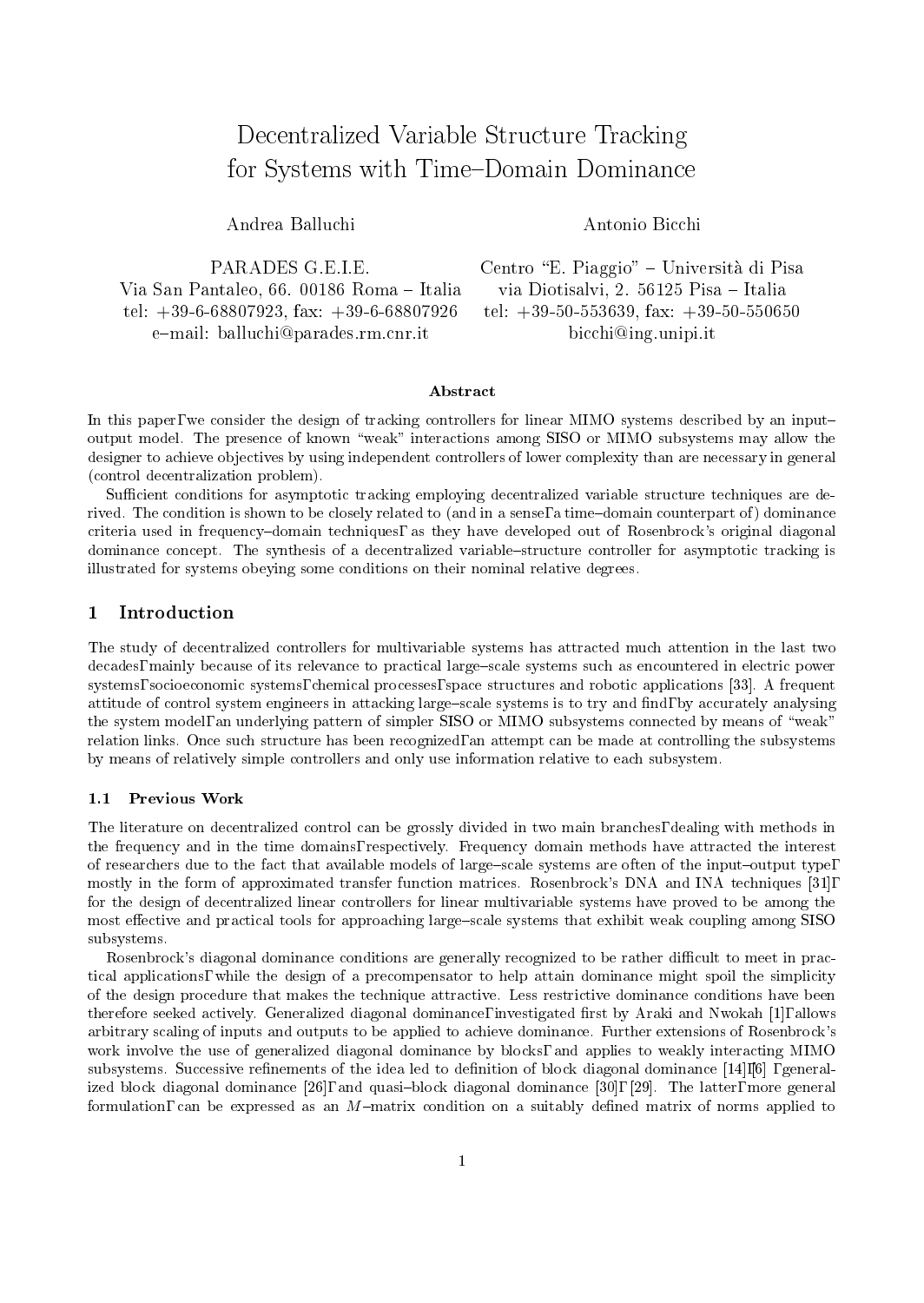# Decentralized Variable Structure Tracking for Systems with Time–Domain Dominance

Andrea Balluchi

PARADES G.E.I.E.
Via San Pantaleo, 66. 00186 Roma – Italia
tel: +39-6-68807923, fax: +39-6-68807926
e–mail: balluchi@parades.rm.cnr.it

Antonio Bicchi

Centro "E. Piaggio" – Università di Pisa
via Diotisalvi, 2. 56125 Pisa – Italia
tel: +39-50-553639, fax: +39-50-550650
bicchi@ing.unipi.it

### Abstract

In this paperΓwe consider the design of tracking controllers for linear MIMO systems described by an input–output model. The presence of known "weak" interactions among SISO or MIMO subsystems may allow the designer to achieve objectives by using independent controllers of lower complexity than are necessary in general (control decentralization problem).

Sufficient conditions for asymptotic tracking employing decentralized variable structure techniques are derived. The condition is shown to be closely related to (and in a senseΓa time–domain counterpart of) dominance criteria used in frequency–domain techniquesΓas they have developed out of Rosenbrock's original diagonal dominance concept. The synthesis of a decentralized variable–structure controller for asymptotic tracking is illustrated for systems obeying some conditions on their nominal relative degrees.

## 1 Introduction

The study of decentralized controllers for multivariable systems has attracted much attention in the last two decadesΓmainly because of its relevance to practical large–scale systems such as encountered in electric power systemsΓsocioeconomic systemsΓchemical processesΓspace structures and robotic applications [33]. A frequent attitude of control system engineers in attacking large–scale systems is to try and findΓby accurately analysing the system modelΓan underlying pattern of simpler SISO or MIMO subsystems connected by means of "weak" relation links. Once such structure has been recognizedΓan attempt can be made at controlling the subsystems by means of relatively simple controllers and only use information relative to each subsystem.

### 1.1 Previous Work

The literature on decentralized control can be grossly divided in two main branchesΓdealing with methods in the frequency and in the time domainsΓrespectively. Frequency domain methods have attracted the interest of researchers due to the fact that available models of large–scale systems are often of the input–output typeΓmostly in the form of approximated transfer function matrices. Rosenbrock's DNA and INA techniques [31]Γfor the design of decentralized linear controllers for linear multivariable systems have proved to be among the most effective and practical tools for approaching large–scale systems that exhibit weak coupling among SISO subsystems.

Rosenbrock's diagonal dominance conditions are generally recognized to be rather difficult to meet in practical applicationsΓwhile the design of a precompensator to help attain dominance might spoil the simplicity of the design procedure that makes the technique attractive. Less restrictive dominance conditions have been therefore seeked actively. Generalized diagonal dominanceΓinvestigated first by Araki and Nwokah [1]Γallows arbitrary scaling of inputs and outputs to be applied to achieve dominance. Further extensions of Rosenbrock's work involve the use of generalized diagonal dominance by blocksΓand applies to weakly interacting MIMO subsystems. Successive refinements of the idea led to definition of block diagonal dominance [14][6] Γgeneralized block diagonal dominance [26]Γand quasi–block diagonal dominance [30]Γ[29]. The latterΓmore general formulationΓcan be expressed as an $M$–matrix condition on a suitably defined matrix of norms applied to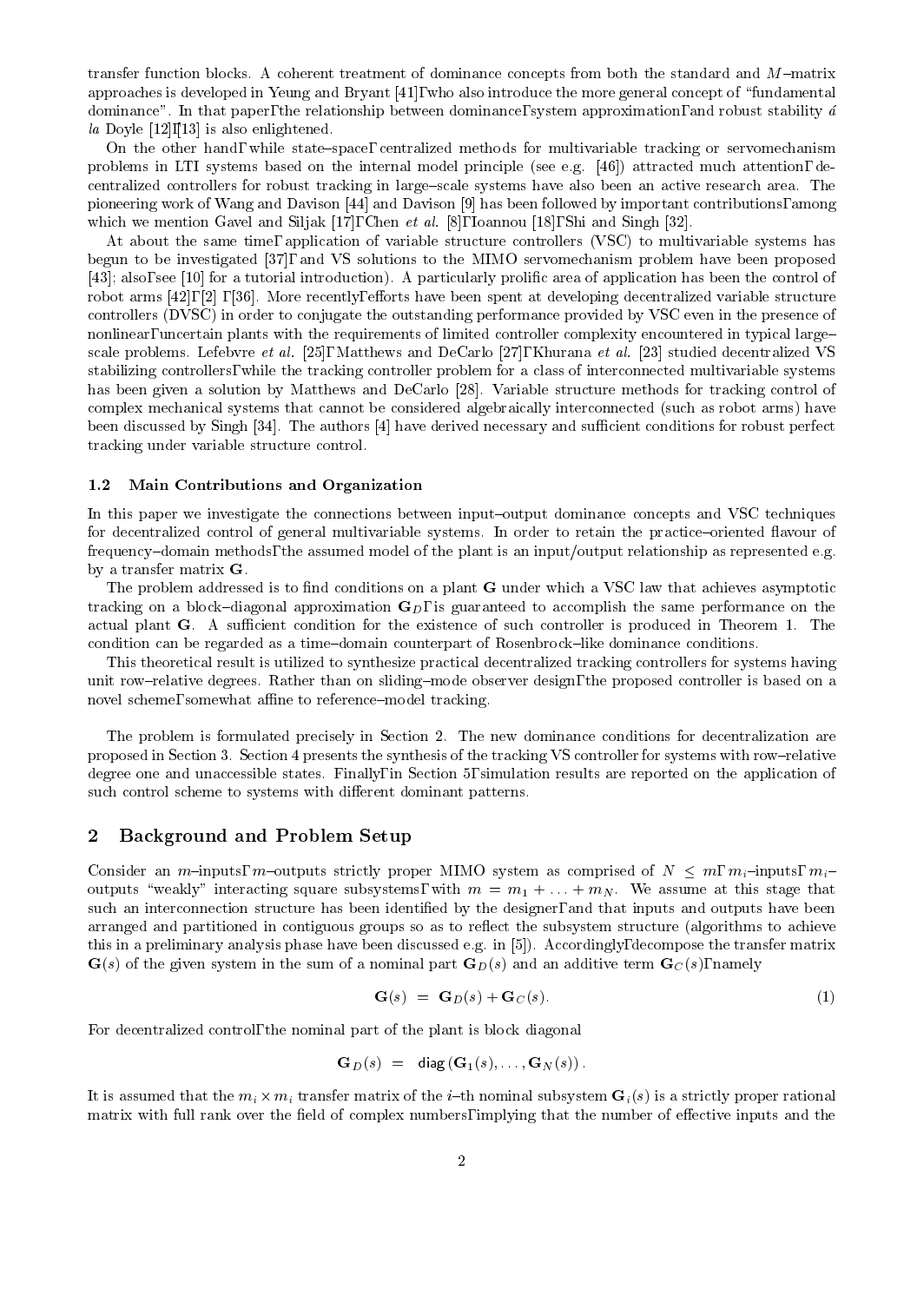transfer function blocks. A coherent treatment of dominance concepts from both the standard and $M$–matrix approaches is developed in Yeung and Bryant [41], who also introduce the more general concept of "fundamental dominance". In that paper, the relationship between dominance, system approximation, and robust stability *á la* Doyle [12],[13] is also enlightened.

On the other hand, while state–space, centralized methods for multivariable tracking or servomechanism problems in LTI systems based on the internal model principle (see e.g. [46]) attracted much attention, decentralized controllers for robust tracking in large–scale systems have also been an active research area. The pioneering work of Wang and Davison [44] and Davison [9] has been followed by important contributions, among which we mention Gavel and Siljak [17], Chen *et al.* [8], Ioannou [18], Shi and Singh [32].

At about the same time, application of variable structure controllers (VSC) to multivariable systems has begun to be investigated [37], and VS solutions to the MIMO servomechanism problem have been proposed [43]; also, see [10] for a tutorial introduction). A particularly prolific area of application has been the control of robot arms [42], [2], [36]. More recently, efforts have been spent at developing decentralized variable structure controllers (DVSC) in order to conjugate the outstanding performance provided by VSC even in the presence of nonlinear, uncertain plants with the requirements of limited controller complexity encountered in typical large–scale problems. Lefebvre *et al.* [25], Matthews and DeCarlo [27], Khurana *et al.* [23] studied decentralized VS stabilizing controllers, while the tracking controller problem for a class of interconnected multivariable systems has been given a solution by Matthews and DeCarlo [28]. Variable structure methods for tracking control of complex mechanical systems that cannot be considered algebraically interconnected (such as robot arms) have been discussed by Singh [34]. The authors [4] have derived necessary and sufficient conditions for robust perfect tracking under variable structure control.

### 1.2 Main Contributions and Organization

In this paper we investigate the connections between input–output dominance concepts and VSC techniques for decentralized control of general multivariable systems. In order to retain the practice–oriented flavour of frequency–domain methods, the assumed model of the plant is an input/output relationship as represented e.g. by a transfer matrix $\mathbf{G}$.

The problem addressed is to find conditions on a plant $\mathbf{G}$ under which a VSC law that achieves asymptotic tracking on a block–diagonal approximation $\mathbf{G}_D$, is guaranteed to accomplish the same performance on the actual plant $\mathbf{G}$. A sufficient condition for the existence of such controller is produced in Theorem 1. The condition can be regarded as a time–domain counterpart of Rosenbrock–like dominance conditions.

This theoretical result is utilized to synthesize practical decentralized tracking controllers for systems having unit row–relative degrees. Rather than on sliding–mode observer design, the proposed controller is based on a novel scheme, somewhat affine to reference–model tracking.

The problem is formulated precisely in Section 2. The new dominance conditions for decentralization are proposed in Section 3. Section 4 presents the synthesis of the tracking VS controller for systems with row–relative degree one and unaccessible states. Finally, in Section 5, simulation results are reported on the application of such control scheme to systems with different dominant patterns.

## 2 Background and Problem Setup

Consider an $m$–inputs, $m$–outputs strictly proper MIMO system as comprised of $N \leq m$, $m_i$–inputs, $m_i$–outputs "weakly" interacting square subsystems, with $m = m_1 + \ldots + m_N$. We assume at this stage that such an interconnection structure has been identified by the designer, and that inputs and outputs have been arranged and partitioned in contiguous groups so as to reflect the subsystem structure (algorithms to achieve this in a preliminary analysis phase have been discussed e.g. in [5]). Accordingly, decompose the transfer matrix $\mathbf{G}(s)$ of the given system in the sum of a nominal part $\mathbf{G}_D(s)$ and an additive term $\mathbf{G}_C(s)$, namely

$$\mathbf{G}(s) \;=\; \mathbf{G}_D(s) + \mathbf{G}_C(s). \tag{1}$$

For decentralized control, the nominal part of the plant is block diagonal

$$\mathbf{G}_D(s) \;=\; \mathsf{diag}\left(\mathbf{G}_1(s), \ldots, \mathbf{G}_N(s)\right).$$

It is assumed that the $m_i \times m_i$ transfer matrix of the $i$–th nominal subsystem $\mathbf{G}_i(s)$ is a strictly proper rational matrix with full rank over the field of complex numbers, implying that the number of effective inputs and the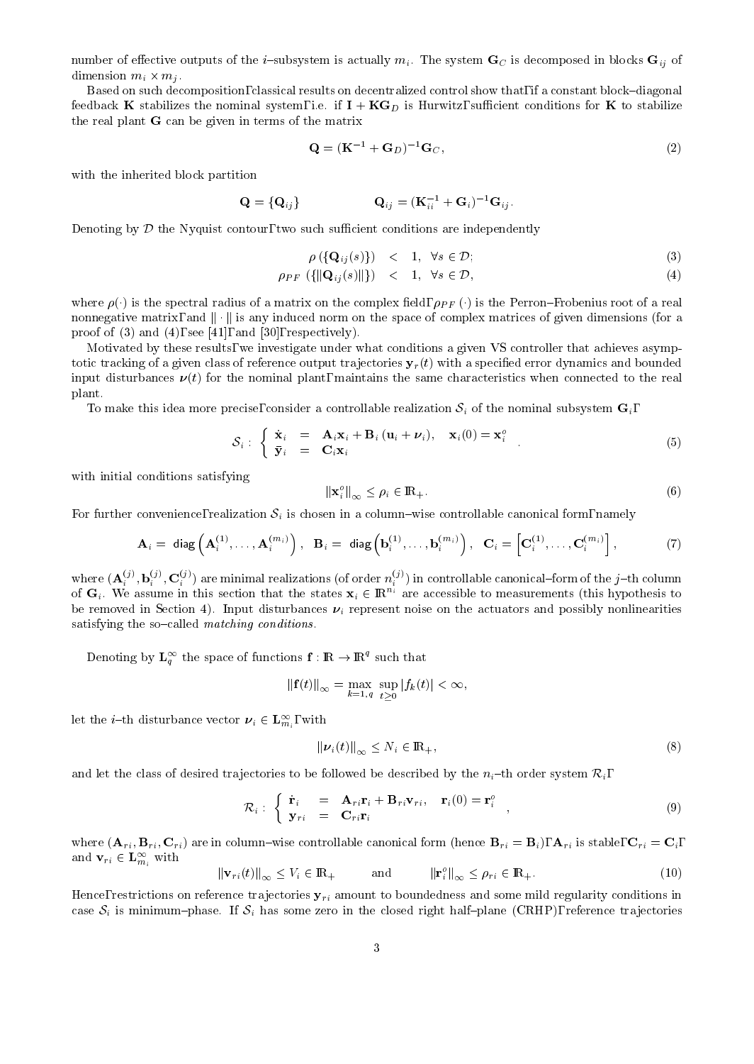number of effective outputs of the $i$–subsystem is actually $m_i$. The system $\mathbf{G}_C$ is decomposed in blocks $\mathbf{G}_{ij}$ of dimension $m_i \times m_j$.

Based on such decomposition, classical results on decentralized control show that, if a constant block–diagonal feedback $\mathbf{K}$ stabilizes the nominal system, i.e. if $\mathbf{I}+\mathbf{K}\mathbf{G}_D$ is Hurwitz, sufficient conditions for $\mathbf{K}$ to stabilize the real plant $\mathbf{G}$ can be given in terms of the matrix

$$\mathbf{Q} = (\mathbf{K}^{-1} + \mathbf{G}_D)^{-1}\mathbf{G}_C, \tag{2}$$

with the inherited block partition

$$\mathbf{Q} = \{\mathbf{Q}_{ij}\} \qquad\qquad \mathbf{Q}_{ij} = (\mathbf{K}_{ii}^{-1} + \mathbf{G}_i)^{-1}\mathbf{G}_{ij}.$$

Denoting by $\mathcal{D}$ the Nyquist contour, two such sufficient conditions are independently

$$\rho\left(\{\mathbf{Q}_{ij}(s)\}\right) \quad < \quad 1, \;\; \forall s \in \mathcal{D}; \tag{3}$$

$$\rho_{PF}\;\left(\{\|\mathbf{Q}_{ij}(s)\|\}\right) \quad < \quad 1, \;\; \forall s \in \mathcal{D}, \tag{4}$$

where $\rho(\cdot)$ is the spectral radius of a matrix on the complex field, $\rho_{PF}\,(\cdot)$ is the Perron–Frobenius root of a real nonnegative matrix, and $\|\cdot\|$ is any induced norm on the space of complex matrices of given dimensions (for a proof of (3) and (4), see [41], and [30], respectively).

Motivated by these results, we investigate under what conditions a given VS controller that achieves asymptotic tracking of a given class of reference output trajectories $\mathbf{y}_r(t)$ with a specified error dynamics and bounded input disturbances $\boldsymbol{\nu}(t)$ for the nominal plant, maintains the same characteristics when connected to the real plant.

To make this idea more precise, consider a controllable realization $\mathcal{S}_i$ of the nominal subsystem $\mathbf{G}_i$,

$$\mathcal{S}_i : \left\{ \begin{array}{lcl} \dot{\mathbf{x}}_i & = & \mathbf{A}_i\mathbf{x}_i + \mathbf{B}_i\,(\mathbf{u}_i + \boldsymbol{\nu}_i), \quad \mathbf{x}_i(0) = \mathbf{x}_i^o \\ \tilde{\mathbf{y}}_i & = & \mathbf{C}_i\mathbf{x}_i \end{array} \right. . \tag{5}$$

with initial conditions satisfying

$$\|\mathbf{x}_i^o\|_\infty \le \rho_i \in \mathbb{R}_+. \tag{6}$$

For further convenience, realization $\mathcal{S}_i$ is chosen in a column–wise controllable canonical form, namely

$$\mathbf{A}_i = \text{diag}\left(\mathbf{A}_i^{(1)}, \ldots, \mathbf{A}_i^{(m_i)}\right), \;\; \mathbf{B}_i = \text{diag}\left(\mathbf{b}_i^{(1)}, \ldots, \mathbf{b}_i^{(m_i)}\right), \;\; \mathbf{C}_i = \left[\mathbf{C}_i^{(1)}, \ldots, \mathbf{C}_i^{(m_i)}\right], \tag{7}$$

where $(\mathbf{A}_i^{(j)}, \mathbf{b}_i^{(j)}, \mathbf{C}_i^{(j)})$ are minimal realizations (of order $n_i^{(j)}$) in controllable canonical–form of the $j$–th column of $\mathbf{G}_i$. We assume in this section that the states $\mathbf{x}_i \in \mathbb{R}^{n_i}$ are accessible to measurements (this hypothesis to be removed in Section 4). Input disturbances $\boldsymbol{\nu}_i$ represent noise on the actuators and possibly nonlinearities satisfying the so–called *matching conditions*.

Denoting by $\mathbf{L}_q^\infty$ the space of functions $\mathbf{f} : \mathbb{R} \to \mathbb{R}^q$ such that

$$\|\mathbf{f}(t)\|_\infty = \max_{k=1,q}\; \sup_{t\ge 0} |f_k(t)| < \infty,$$

let the $i$–th disturbance vector $\boldsymbol{\nu}_i \in \mathbf{L}_{m_i}^\infty$, with

$$\|\boldsymbol{\nu}_i(t)\|_\infty \le N_i \in \mathbb{R}_+, \tag{8}$$

and let the class of desired trajectories to be followed be described by the $n_i$–th order system $\mathcal{R}_i$,

$$\mathcal{R}_i : \left\{ \begin{array}{lcl} \dot{\mathbf{r}}_i & = & \mathbf{A}_{ri}\mathbf{r}_i + \mathbf{B}_{ri}\mathbf{v}_{ri}, \quad \mathbf{r}_i(0) = \mathbf{r}_i^o \\ \mathbf{y}_{ri} & = & \mathbf{C}_{ri}\mathbf{r}_i \end{array} \right. , \tag{9}$$

where $(\mathbf{A}_{ri}, \mathbf{B}_{ri}, \mathbf{C}_{ri})$ are in column–wise controllable canonical form (hence $\mathbf{B}_{ri} = \mathbf{B}_i$), $\mathbf{A}_{ri}$ is stable, $\mathbf{C}_{ri} = \mathbf{C}_i$, and $\mathbf{v}_{ri} \in \mathbf{L}_{m_i}^\infty$ with

$$\|\mathbf{v}_{ri}(t)\|_\infty \le V_i \in \mathbb{R}_+ \qquad \text{and} \qquad \|\mathbf{r}_i^o\|_\infty \le \rho_{ri} \in \mathbb{R}_+. \tag{10}$$

Hence, restrictions on reference trajectories $\mathbf{y}_{ri}$ amount to boundedness and some mild regularity conditions in case $\mathcal{S}_i$ is minimum–phase. If $\mathcal{S}_i$ has some zero in the closed right half–plane (CRHP), reference trajectories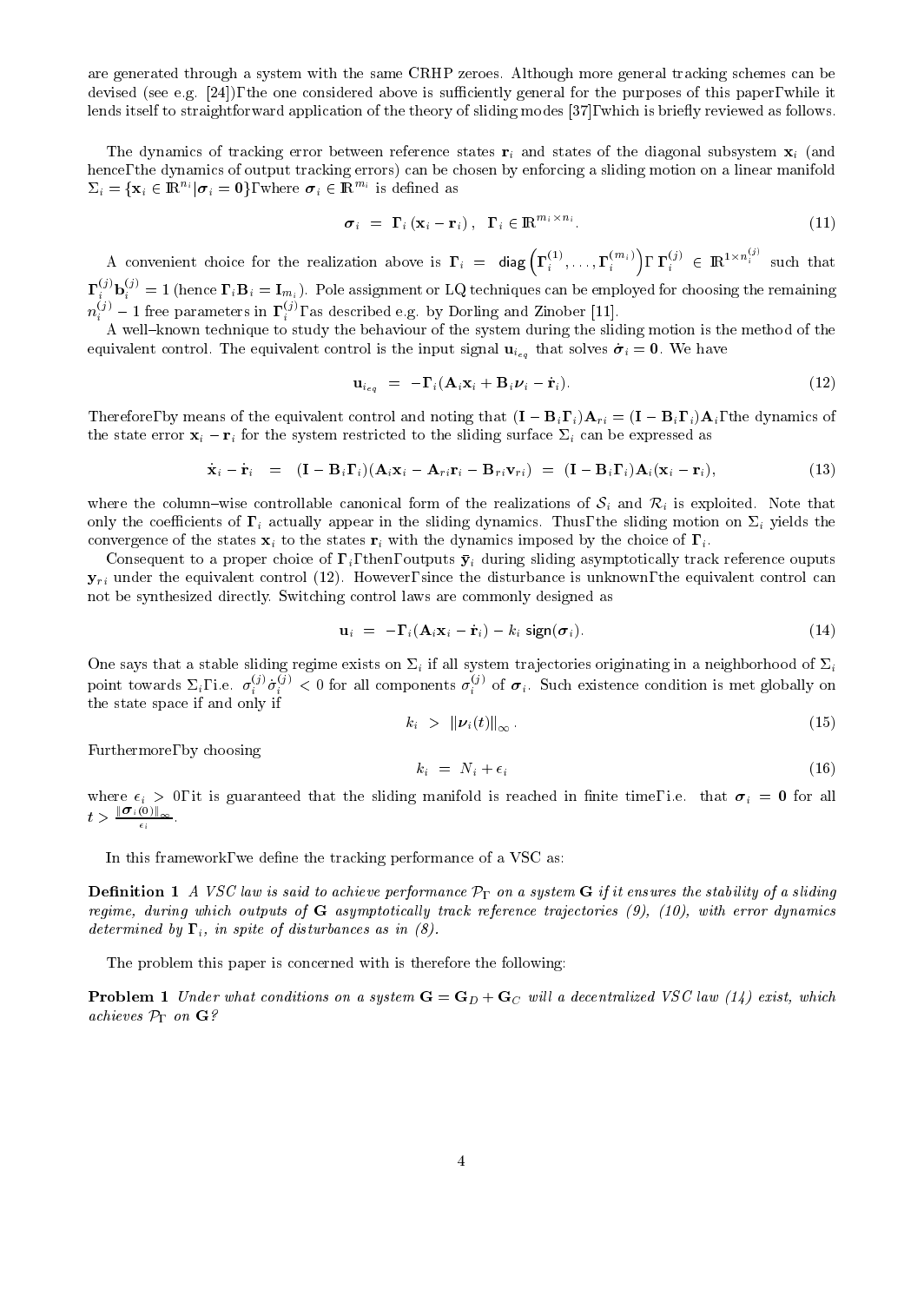are generated through a system with the same CRHP zeroes. Although more general tracking schemes can be devised (see e.g. [24]), the one considered above is sufficiently general for the purposes of this paper, while it lends itself to straightforward application of the theory of sliding modes [37], which is briefly reviewed as follows.

The dynamics of tracking error between reference states $\mathbf{r}_i$ and states of the diagonal subsystem $\mathbf{x}_i$ (and hence, the dynamics of output tracking errors) can be chosen by enforcing a sliding motion on a linear manifold $\Sigma_i = \{\mathbf{x}_i \in \mathbb{R}^{n_i} | \boldsymbol{\sigma}_i = \mathbf{0}\}$, where $\boldsymbol{\sigma}_i \in \mathbb{R}^{m_i}$ is defined as

$$\boldsymbol{\sigma}_i = \boldsymbol{\Gamma}_i (\mathbf{x}_i - \mathbf{r}_i), \quad \boldsymbol{\Gamma}_i \in \mathbb{R}^{m_i \times n_i}. \tag{11}$$

A convenient choice for the realization above is $\boldsymbol{\Gamma}_i = \mathsf{diag}\left(\boldsymbol{\Gamma}_i^{(1)}, \ldots, \boldsymbol{\Gamma}_i^{(m_i)}\right)$, $\boldsymbol{\Gamma}_i^{(j)} \in \mathbb{R}^{1 \times n_i^{(j)}}$ such that $\boldsymbol{\Gamma}_i^{(j)} \mathbf{b}_i^{(j)} = 1$ (hence $\boldsymbol{\Gamma}_i \mathbf{B}_i = \mathbf{I}_{m_i}$). Pole assignment or LQ techniques can be employed for choosing the remaining $n_i^{(j)} - 1$ free parameters in $\boldsymbol{\Gamma}_i^{(j)}$, as described e.g. by Dorling and Zinober [11].

A well–known technique to study the behaviour of the system during the sliding motion is the method of the equivalent control. The equivalent control is the input signal $\mathbf{u}_{i_{eq}}$ that solves $\dot{\boldsymbol{\sigma}}_i = \mathbf{0}$. We have

$$\mathbf{u}_{i_{eq}} = -\boldsymbol{\Gamma}_i(\mathbf{A}_i \mathbf{x}_i + \mathbf{B}_i \boldsymbol{\nu}_i - \dot{\mathbf{r}}_i). \tag{12}$$

Therefore, by means of the equivalent control and noting that $(\mathbf{I} - \mathbf{B}_i \boldsymbol{\Gamma}_i)\mathbf{A}_{ri} = (\mathbf{I} - \mathbf{B}_i \boldsymbol{\Gamma}_i)\mathbf{A}_i$, the dynamics of the state error $\mathbf{x}_i - \mathbf{r}_i$ for the system restricted to the sliding surface $\Sigma_i$ can be expressed as

$$\dot{\mathbf{x}}_i - \dot{\mathbf{r}}_i = (\mathbf{I} - \mathbf{B}_i \boldsymbol{\Gamma}_i)(\mathbf{A}_i \mathbf{x}_i - \mathbf{A}_{ri} \mathbf{r}_i - \mathbf{B}_{ri} \mathbf{v}_{ri}) = (\mathbf{I} - \mathbf{B}_i \boldsymbol{\Gamma}_i)\mathbf{A}_i(\mathbf{x}_i - \mathbf{r}_i), \tag{13}$$

where the column–wise controllable canonical form of the realizations of $\mathcal{S}_i$ and $\mathcal{R}_i$ is exploited. Note that only the coefficients of $\boldsymbol{\Gamma}_i$ actually appear in the sliding dynamics. Thus, the sliding motion on $\Sigma_i$ yields the convergence of the states $\mathbf{x}_i$ to the states $\mathbf{r}_i$ with the dynamics imposed by the choice of $\boldsymbol{\Gamma}_i$.

Consequent to a proper choice of $\boldsymbol{\Gamma}_i$, then, outputs $\bar{\mathbf{y}}_i$ during sliding asymptotically track reference ouputs $\mathbf{y}_{ri}$ under the equivalent control (12). However, since the disturbance is unknown, the equivalent control can not be synthesized directly. Switching control laws are commonly designed as

$$\mathbf{u}_i = -\boldsymbol{\Gamma}_i(\mathbf{A}_i \mathbf{x}_i - \dot{\mathbf{r}}_i) - k_i \ \mathsf{sign}(\boldsymbol{\sigma}_i). \tag{14}$$

One says that a stable sliding regime exists on $\Sigma_i$ if all system trajectories originating in a neighborhood of $\Sigma_i$ point towards $\Sigma_i$, i.e. $\sigma_i^{(j)} \dot{\sigma}_i^{(j)} < 0$ for all components $\sigma_i^{(j)}$ of $\boldsymbol{\sigma}_i$. Such existence condition is met globally on the state space if and only if

$$k_i > \|\boldsymbol{\nu}_i(t)\|_\infty. \tag{15}$$

Furthermore, by choosing

$$k_i = N_i + \epsilon_i \tag{16}$$

where $\epsilon_i > 0$, it is guaranteed that the sliding manifold is reached in finite time, i.e. that $\boldsymbol{\sigma}_i = \mathbf{0}$ for all $t > \frac{\|\boldsymbol{\sigma}_i(0)\|_\infty}{\epsilon_i}$.

In this framework, we define the tracking performance of a VSC as:

**Definition 1** *A VSC law is said to achieve performance $\mathcal{P}_\Gamma$ on a system $\mathbf{G}$ if it ensures the stability of a sliding regime, during which outputs of $\mathbf{G}$ asymptotically track reference trajectories (9), (10), with error dynamics determined by $\boldsymbol{\Gamma}_i$, in spite of disturbances as in (8).*

The problem this paper is concerned with is therefore the following:

**Problem 1** *Under what conditions on a system $\mathbf{G} = \mathbf{G}_D + \mathbf{G}_C$ will a decentralized VSC law (14) exist, which achieves $\mathcal{P}_\Gamma$ on $\mathbf{G}$?*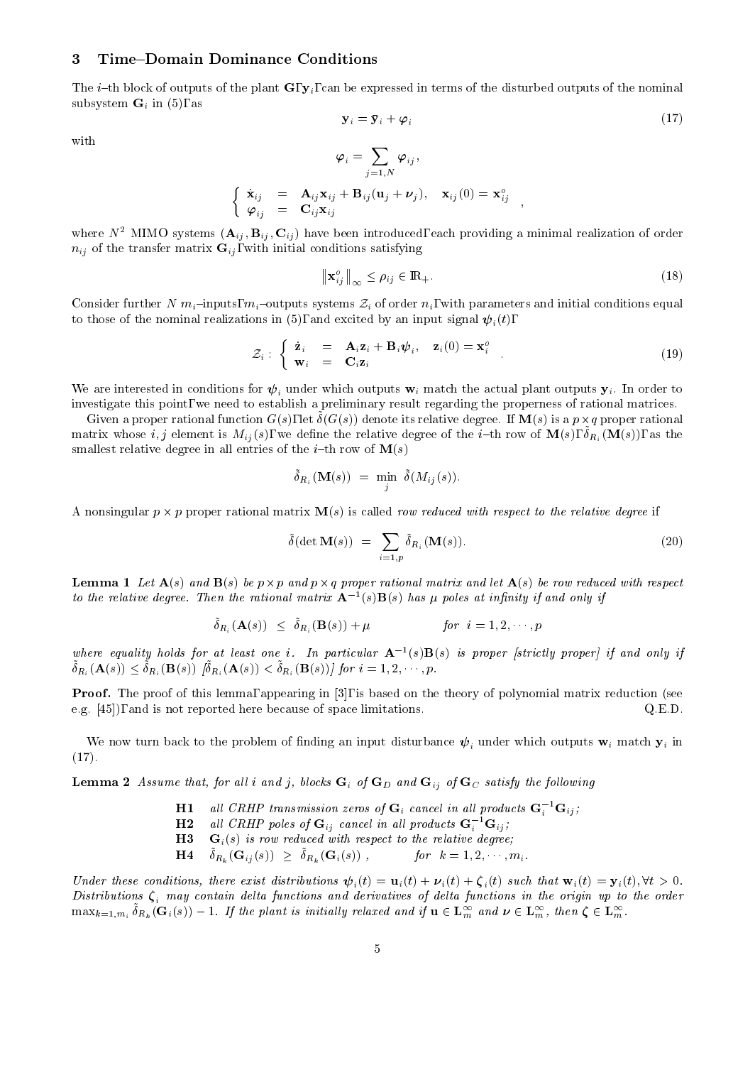## 3 Time–Domain Dominance Conditions

The $i$–th block of outputs of the plant $\mathbf{G}$, $\mathbf{y}_i$, can be expressed in terms of the disturbed outputs of the nominal subsystem $\mathbf{G}_i$ in (5), as

$$\mathbf{y}_i = \bar{\mathbf{y}}_i + \boldsymbol{\varphi}_i \tag{17}$$

with

$$\boldsymbol{\varphi}_i = \sum_{j=1,N} \boldsymbol{\varphi}_{ij},$$

$$\left\{ \begin{array}{lcl} \dot{\mathbf{x}}_{ij} & = & \mathbf{A}_{ij}\mathbf{x}_{ij} + \mathbf{B}_{ij}(\mathbf{u}_j + \boldsymbol{\nu}_j), \quad \mathbf{x}_{ij}(0) = \mathbf{x}_{ij}^o \\ \boldsymbol{\varphi}_{ij} & = & \mathbf{C}_{ij}\mathbf{x}_{ij} \end{array} \right. ,$$

where $N^2$ MIMO systems $(\mathbf{A}_{ij}, \mathbf{B}_{ij}, \mathbf{C}_{ij})$ have been introduced, each providing a minimal realization of order $n_{ij}$ of the transfer matrix $\mathbf{G}_{ij}$, with initial conditions satisfying

$$\left\| \mathbf{x}_{ij}^o \right\|_\infty \leq \rho_{ij} \in \mathbb{R}_+. \tag{18}$$

Consider further $N$ $m_i$–inputs, $m_i$–outputs systems $\mathcal{Z}_i$ of order $n_i$, with parameters and initial conditions equal to those of the nominal realizations in (5), and excited by an input signal $\boldsymbol{\psi}_i(t)$,

$$\mathcal{Z}_i : \left\{ \begin{array}{lcl} \dot{\mathbf{z}}_i & = & \mathbf{A}_i\mathbf{z}_i + \mathbf{B}_i\boldsymbol{\psi}_i, \quad \mathbf{z}_i(0) = \mathbf{x}_i^o \\ \mathbf{w}_i & = & \mathbf{C}_i\mathbf{z}_i \end{array} \right. . \tag{19}$$

We are interested in conditions for $\boldsymbol{\psi}_i$ under which outputs $\mathbf{w}_i$ match the actual plant outputs $\mathbf{y}_i$. In order to investigate this point, we need to establish a preliminary result regarding the properness of rational matrices.

Given a proper rational function $G(s)$, let $\tilde{\delta}(G(s))$ denote its relative degree. If $\mathbf{M}(s)$ is a $p \times q$ proper rational matrix whose $i,j$ element is $M_{ij}(s)$, we define the relative degree of the $i$–th row of $\mathbf{M}(s)$, $\tilde{\delta}_{R_i}(\mathbf{M}(s))$, as the smallest relative degree in all entries of the $i$–th row of $\mathbf{M}(s)$

$$\tilde{\delta}_{R_i}(\mathbf{M}(s)) \;=\; \min_j \; \tilde{\delta}(M_{ij}(s)).$$

A nonsingular $p \times p$ proper rational matrix $\mathbf{M}(s)$ is called *row reduced with respect to the relative degree* if

$$\tilde{\delta}(\det \mathbf{M}(s)) \;=\; \sum_{i=1,p} \tilde{\delta}_{R_i}(\mathbf{M}(s)). \tag{20}$$

**Lemma 1** *Let $\mathbf{A}(s)$ and $\mathbf{B}(s)$ be $p \times p$ and $p \times q$ proper rational matrix and let $\mathbf{A}(s)$ be row reduced with respect to the relative degree. Then the rational matrix $\mathbf{A}^{-1}(s)\mathbf{B}(s)$ has $\mu$ poles at infinity if and only if*

$$\tilde{\delta}_{R_i}(\mathbf{A}(s)) \;\leq\; \tilde{\delta}_{R_i}(\mathbf{B}(s)) + \mu \qquad\qquad \textit{for } \; i = 1, 2, \cdots, p$$

*where equality holds for at least one $i$. In particular $\mathbf{A}^{-1}(s)\mathbf{B}(s)$ is proper [strictly proper] if and only if $\tilde{\delta}_{R_i}(\mathbf{A}(s)) \leq \tilde{\delta}_{R_i}(\mathbf{B}(s))$ [$\tilde{\delta}_{R_i}(\mathbf{A}(s)) < \tilde{\delta}_{R_i}(\mathbf{B}(s))$] for $i = 1, 2, \cdots, p$.*

**Proof.** The proof of this lemma, appearing in [3], is based on the theory of polynomial matrix reduction (see e.g. [45]), and is not reported here because of space limitations. Q.E.D.

We now turn back to the problem of finding an input disturbance $\boldsymbol{\psi}_i$ under which outputs $\mathbf{w}_i$ match $\mathbf{y}_i$ in (17).

**Lemma 2** *Assume that, for all $i$ and $j$, blocks $\mathbf{G}_i$ of $\mathbf{G}_D$ and $\mathbf{G}_{ij}$ of $\mathbf{G}_C$ satisfy the following*

- **H1** *all CRHP transmission zeros of $\mathbf{G}_i$ cancel in all products $\mathbf{G}_i^{-1}\mathbf{G}_{ij}$;*
- **H2** *all CRHP poles of $\mathbf{G}_{ij}$ cancel in all products $\mathbf{G}_i^{-1}\mathbf{G}_{ij}$;*
- **H3** *$\mathbf{G}_i(s)$ is row reduced with respect to the relative degree;*
- **H4** $\tilde{\delta}_{R_k}(\mathbf{G}_{ij}(s)) \;\geq\; \tilde{\delta}_{R_k}(\mathbf{G}_i(s))$ , *for* $k = 1, 2, \cdots, m_i$.

*Under these conditions, there exist distributions $\boldsymbol{\psi}_i(t) = \mathbf{u}_i(t) + \boldsymbol{\nu}_i(t) + \boldsymbol{\zeta}_i(t)$ such that $\mathbf{w}_i(t) = \mathbf{y}_i(t), \forall t > 0$. Distributions $\boldsymbol{\zeta}_i$ may contain delta functions and derivatives of delta functions in the origin up to the order $\max_{k=1,m_i} \tilde{\delta}_{R_k}(\mathbf{G}_i(s)) - 1$. If the plant is initially relaxed and if $\mathbf{u} \in \mathbf{L}_m^\infty$ and $\boldsymbol{\nu} \in \mathbf{L}_m^\infty$, then $\boldsymbol{\zeta} \in \mathbf{L}_m^\infty$.*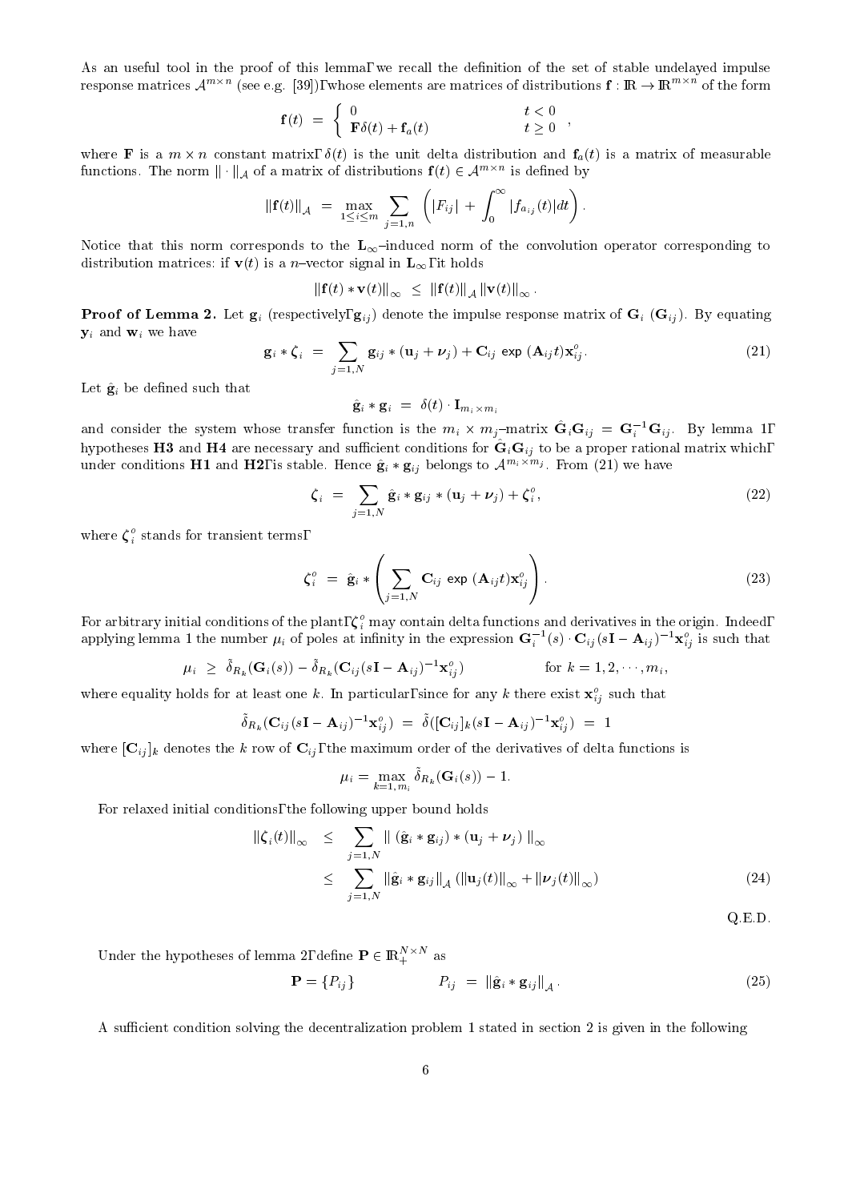As an useful tool in the proof of this lemma, we recall the definition of the set of stable undelayed impulse response matrices $\mathcal{A}^{m\times n}$ (see e.g. [39]), whose elements are matrices of distributions $\mathbf{f}:\mathbb{R}\to\mathbb{R}^{m\times n}$ of the form

$$\mathbf{f}(t) \;=\; \begin{cases} 0 & t<0 \\ \mathbf{F}\delta(t)+\mathbf{f}_a(t) & t\geq 0 \end{cases},$$

where $\mathbf{F}$ is a $m\times n$ constant matrix, $\delta(t)$ is the unit delta distribution and $\mathbf{f}_a(t)$ is a matrix of measurable functions. The norm $\|\cdot\|_{\mathcal{A}}$ of a matrix of distributions $\mathbf{f}(t)\in\mathcal{A}^{m\times n}$ is defined by

$$\|\mathbf{f}(t)\|_{\mathcal{A}} \;=\; \max_{1\leq i\leq m}\sum_{j=1,n}\left(|F_{ij}| \,+\, \int_0^\infty |f_{a_{ij}}(t)|dt\right).$$

Notice that this norm corresponds to the $\mathbf{L}_\infty$–induced norm of the convolution operator corresponding to distribution matrices: if $\mathbf{v}(t)$ is a $n$–vector signal in $\mathbf{L}_\infty$, it holds

$$\|\mathbf{f}(t)*\mathbf{v}(t)\|_\infty \;\leq\; \|\mathbf{f}(t)\|_{\mathcal{A}}\,\|\mathbf{v}(t)\|_\infty\,.$$

**Proof of Lemma 2.** Let $\mathbf{g}_i$ (respectively, $\mathbf{g}_{ij}$) denote the impulse response matrix of $\mathbf{G}_i$ ($\mathbf{G}_{ij}$). By equating $\mathbf{y}_i$ and $\mathbf{w}_i$ we have

$$\mathbf{g}_i*\boldsymbol{\zeta}_i \;=\; \sum_{j=1,N}\mathbf{g}_{ij}*(\mathbf{u}_j+\boldsymbol{\nu}_j)+\mathbf{C}_{ij}\,\exp\,(\mathbf{A}_{ij}t)\mathbf{x}^o_{ij}. \tag{21}$$

Let $\hat{\mathbf{g}}_i$ be defined such that

$$\hat{\mathbf{g}}_i*\mathbf{g}_i \;=\; \delta(t)\cdot\mathbf{I}_{m_i\times m_i}$$

and consider the system whose transfer function is the $m_i\times m_j$–matrix $\hat{\mathbf{G}}_i\mathbf{G}_{ij} = \mathbf{G}_i^{-1}\mathbf{G}_{ij}$. By lemma 1, hypotheses **H3** and **H4** are necessary and sufficient conditions for $\hat{\mathbf{G}}_i\mathbf{G}_{ij}$ to be a proper rational matrix which, under conditions **H1** and **H2**, is stable. Hence $\hat{\mathbf{g}}_i*\mathbf{g}_{ij}$ belongs to $\mathcal{A}^{m_i\times m_j}$. From (21) we have

$$\boldsymbol{\zeta}_i \;=\; \sum_{j=1,N}\hat{\mathbf{g}}_i*\mathbf{g}_{ij}*(\mathbf{u}_j+\boldsymbol{\nu}_j)+\boldsymbol{\zeta}^o_i, \tag{22}$$

where $\boldsymbol{\zeta}^o_i$ stands for transient terms,

$$\boldsymbol{\zeta}^o_i \;=\; \hat{\mathbf{g}}_i*\left(\sum_{j=1,N}\mathbf{C}_{ij}\,\exp\,(\mathbf{A}_{ij}t)\mathbf{x}^o_{ij}\right). \tag{23}$$

For arbitrary initial conditions of the plant, $\boldsymbol{\zeta}^o_i$ may contain delta functions and derivatives in the origin. Indeed, applying lemma 1 the number $\mu_i$ of poles at infinity in the expression $\mathbf{G}_i^{-1}(s)\cdot\mathbf{C}_{ij}(s\mathbf{I}-\mathbf{A}_{ij})^{-1}\mathbf{x}^o_{ij}$ is such that

$$\mu_i \;\geq\; \tilde{\delta}_{R_k}(\mathbf{G}_i(s))-\tilde{\delta}_{R_k}(\mathbf{C}_{ij}(s\mathbf{I}-\mathbf{A}_{ij})^{-1}\mathbf{x}^o_{ij}) \qquad\qquad \text{for } k=1,2,\cdots,m_i,$$

where equality holds for at least one $k$. In particular, since for any $k$ there exist $\mathbf{x}^o_{ij}$ such that

$$\tilde{\delta}_{R_k}(\mathbf{C}_{ij}(s\mathbf{I}-\mathbf{A}_{ij})^{-1}\mathbf{x}^o_{ij}) \;=\; \tilde{\delta}([\mathbf{C}_{ij}]_k(s\mathbf{I}-\mathbf{A}_{ij})^{-1}\mathbf{x}^o_{ij}) \;=\; 1$$

where $[\mathbf{C}_{ij}]_k$ denotes the $k$ row of $\mathbf{C}_{ij}$, the maximum order of the derivatives of delta functions is

$$\mu_i = \max_{k=1,m_i}\tilde{\delta}_{R_k}(\mathbf{G}_i(s))-1.$$

For relaxed initial conditions, the following upper bound holds

$$\begin{aligned}\|\boldsymbol{\zeta}_i(t)\|_\infty &\leq \sum_{j=1,N}\|\,(\hat{\mathbf{g}}_i*\mathbf{g}_{ij})*(\mathbf{u}_j+\boldsymbol{\nu}_j)\,\|_\infty \\ &\leq \sum_{j=1,N}\|\hat{\mathbf{g}}_i*\mathbf{g}_{ij}\|_{\mathcal{A}}\,(\|\mathbf{u}_j(t)\|_\infty+\|\boldsymbol{\nu}_j(t)\|_\infty)\end{aligned} \tag{24}$$

Q.E.D.

Under the hypotheses of lemma 2, define $\mathbf{P}\in\mathbb{R}_+^{N\times N}$ as

$$\mathbf{P}=\{P_{ij}\} \qquad\qquad P_{ij} \;=\; \|\hat{\mathbf{g}}_i*\mathbf{g}_{ij}\|_{\mathcal{A}}\,. \tag{25}$$

A sufficient condition solving the decentralization problem 1 stated in section 2 is given in the following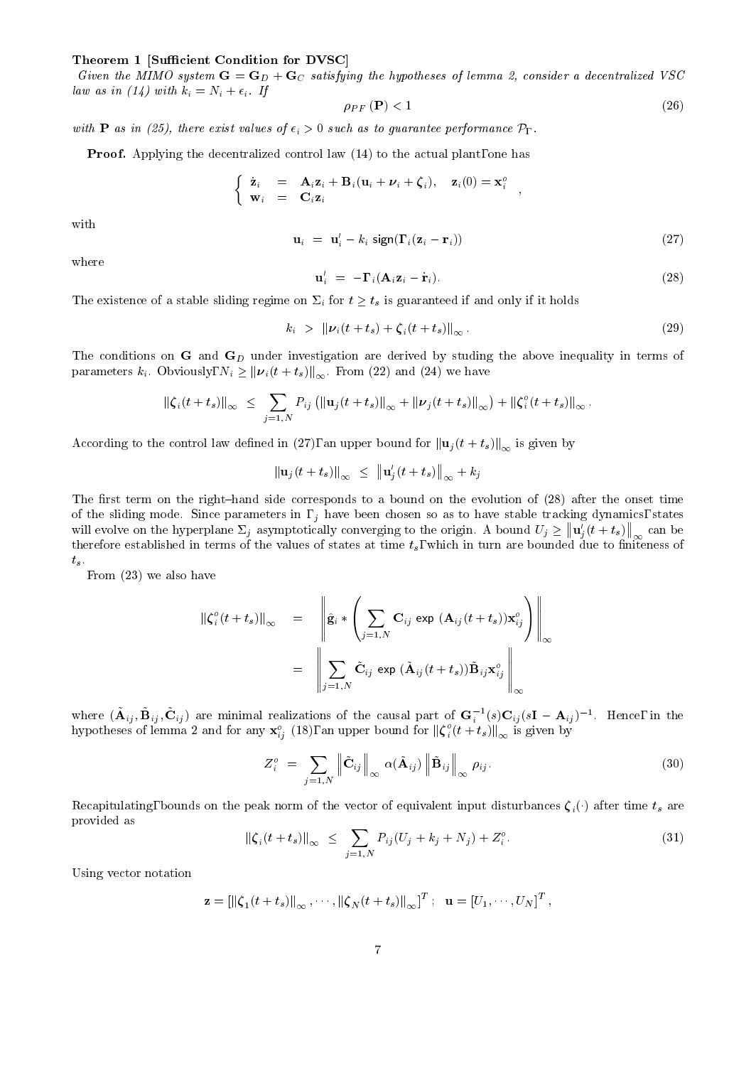**Theorem 1 [Sufficient Condition for DVSC]**
*Given the MIMO system $\mathbf{G} = \mathbf{G}_D + \mathbf{G}_C$ satisfying the hypotheses of lemma 2, consider a decentralized VSC law as in (14) with $k_i = N_i + \epsilon_i$. If*

$$\rho_{PF}(\mathbf{P}) < 1 \tag{26}$$

*with $\mathbf{P}$ as in (25), there exist values of $\epsilon_i > 0$ such as to guarantee performance $\mathcal{P}_\Gamma$.*

**Proof.** Applying the decentralized control law (14) to the actual plant, one has

$$\begin{cases} \dot{\mathbf{z}}_i &= \mathbf{A}_i \mathbf{z}_i + \mathbf{B}_i(\mathbf{u}_i + \boldsymbol{\nu}_i + \boldsymbol{\zeta}_i), \quad \mathbf{z}_i(0) = \mathbf{x}_i^o \\ \mathbf{w}_i &= \mathbf{C}_i \mathbf{z}_i \end{cases},$$

with

$$\mathbf{u}_i = \mathbf{u}_i' - k_i \, \mathsf{sign}(\boldsymbol{\Gamma}_i(\mathbf{z}_i - \mathbf{r}_i)) \tag{27}$$

where

$$\mathbf{u}_i' = -\boldsymbol{\Gamma}_i(\mathbf{A}_i \mathbf{z}_i - \dot{\mathbf{r}}_i). \tag{28}$$

The existence of a stable sliding regime on $\Sigma_i$ for $t \geq t_s$ is guaranteed if and only if it holds

$$k_i > \|\boldsymbol{\nu}_i(t+t_s) + \boldsymbol{\zeta}_i(t+t_s)\|_\infty. \tag{29}$$

The conditions on $\mathbf{G}$ and $\mathbf{G}_D$ under investigation are derived by studing the above inequality in terms of parameters $k_i$. Obviously, $N_i \geq \|\boldsymbol{\nu}_i(t+t_s)\|_\infty$. From (22) and (24) we have

$$\|\boldsymbol{\zeta}_i(t+t_s)\|_\infty \leq \sum_{j=1,N} P_{ij}\left(\|\mathbf{u}_j(t+t_s)\|_\infty + \|\boldsymbol{\nu}_j(t+t_s)\|_\infty\right) + \|\boldsymbol{\zeta}_i^o(t+t_s)\|_\infty.$$

According to the control law defined in (27), an upper bound for $\|\mathbf{u}_j(t+t_s)\|_\infty$ is given by

$$\|\mathbf{u}_j(t+t_s)\|_\infty \leq \left\|\mathbf{u}_j'(t+t_s)\right\|_\infty + k_j$$

The first term on the right–hand side corresponds to a bound on the evolution of (28) after the onset time of the sliding mode. Since parameters in $\Gamma_j$ have been chosen so as to have stable tracking dynamics, states will evolve on the hyperplane $\Sigma_j$ asymptotically converging to the origin. A bound $U_j \geq \left\|\mathbf{u}_j'(t+t_s)\right\|_\infty$ can be therefore established in terms of the values of states at time $t_s$, which in turn are bounded due to finiteness of $t_s$.

From (23) we also have

$$\begin{aligned}
\|\boldsymbol{\zeta}_i^o(t+t_s)\|_\infty &= \left\| \hat{\mathbf{g}}_i * \left( \sum_{j=1,N} \mathbf{C}_{ij} \, \mathsf{exp}\,(\mathbf{A}_{ij}(t+t_s))\mathbf{x}_{ij}^o \right) \right\|_\infty \\
&= \left\| \sum_{j=1,N} \tilde{\mathbf{C}}_{ij} \, \mathsf{exp}\,(\tilde{\mathbf{A}}_{ij}(t+t_s))\tilde{\mathbf{B}}_{ij}\mathbf{x}_{ij}^o \right\|_\infty
\end{aligned}$$

where $(\tilde{\mathbf{A}}_{ij}, \tilde{\mathbf{B}}_{ij}, \tilde{\mathbf{C}}_{ij})$ are minimal realizations of the causal part of $\mathbf{G}_i^{-1}(s)\mathbf{C}_{ij}(s\mathbf{I} - \mathbf{A}_{ij})^{-1}$. Hence, in the hypotheses of lemma 2 and for any $\mathbf{x}_{ij}^o$ (18), an upper bound for $\|\boldsymbol{\zeta}_i^o(t+t_s)\|_\infty$ is given by

$$Z_i^o = \sum_{j=1,N} \left\|\tilde{\mathbf{C}}_{ij}\right\|_\infty \alpha(\tilde{\mathbf{A}}_{ij}) \left\|\tilde{\mathbf{B}}_{ij}\right\|_\infty \rho_{ij}. \tag{30}$$

Recapitulating, bounds on the peak norm of the vector of equivalent input disturbances $\boldsymbol{\zeta}_i(\cdot)$ after time $t_s$ are provided as

$$\|\boldsymbol{\zeta}_i(t+t_s)\|_\infty \leq \sum_{j=1,N} P_{ij}(U_j + k_j + N_j) + Z_i^o. \tag{31}$$

Using vector notation

$$\mathbf{z} = \left[\|\boldsymbol{\zeta}_1(t+t_s)\|_\infty, \cdots, \|\boldsymbol{\zeta}_N(t+t_s)\|_\infty\right]^T; \quad \mathbf{u} = [U_1, \cdots, U_N]^T,$$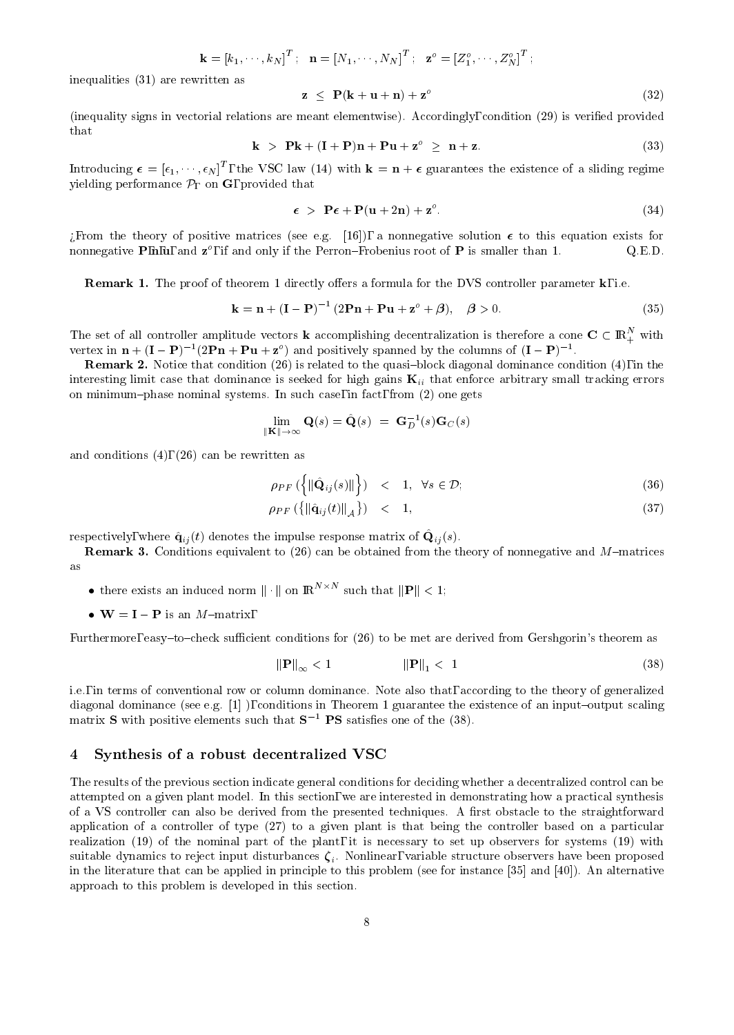$$\mathbf{k} = [k_1, \cdots, k_N]^T; \quad \mathbf{n} = [N_1, \cdots, N_N]^T; \quad \mathbf{z}^o = [Z_1^o, \cdots, Z_N^o]^T;$$

inequalities (31) are rewritten as

$$\mathbf{z} \;\leq\; \mathbf{P}(\mathbf{k} + \mathbf{u} + \mathbf{n}) + \mathbf{z}^o \tag{32}$$

(inequality signs in vectorial relations are meant elementwise). Accordingly, condition (29) is verified provided that

$$\mathbf{k} \;>\; \mathbf{P}\mathbf{k} + (\mathbf{I} + \mathbf{P})\mathbf{n} + \mathbf{P}\mathbf{u} + \mathbf{z}^o \;\geq\; \mathbf{n} + \mathbf{z}. \tag{33}$$

Introducing $\boldsymbol{\epsilon} = [\epsilon_1, \cdots, \epsilon_N]^T$, the VSC law (14) with $\mathbf{k} = \mathbf{n} + \boldsymbol{\epsilon}$ guarantees the existence of a sliding regime yielding performance $\mathcal{P}$, on $\mathbf{G}$, provided that

$$\boldsymbol{\epsilon} \;>\; \mathbf{P}\boldsymbol{\epsilon} + \mathbf{P}(\mathbf{u} + 2\mathbf{n}) + \mathbf{z}^o. \tag{34}$$

From the theory of positive matrices (see e.g. [16]), a nonnegative solution $\boldsymbol{\epsilon}$ to this equation exists for nonnegative $\mathbf{P}$, $\mathbf{n}$, $\mathbf{u}$, and $\mathbf{z}^o$, if and only if the Perron–Frobenius root of $\mathbf{P}$ is smaller than 1. Q.E.D.

**Remark 1.** The proof of theorem 1 directly offers a formula for the DVS controller parameter $\mathbf{k}$, i.e.

$$\mathbf{k} = \mathbf{n} + (\mathbf{I} - \mathbf{P})^{-1}(2\mathbf{P}\mathbf{n} + \mathbf{P}\mathbf{u} + \mathbf{z}^o + \boldsymbol{\beta}), \quad \boldsymbol{\beta} > 0. \tag{35}$$

The set of all controller amplitude vectors $\mathbf{k}$ accomplishing decentralization is therefore a cone $\mathbf{C} \subset \mathbb{R}_+^N$ with vertex in $\mathbf{n} + (\mathbf{I} - \mathbf{P})^{-1}(2\mathbf{P}\mathbf{n} + \mathbf{P}\mathbf{u} + \mathbf{z}^o)$ and positively spanned by the columns of $(\mathbf{I} - \mathbf{P})^{-1}$.

**Remark 2.** Notice that condition (26) is related to the quasi–block diagonal dominance condition (4), in the interesting limit case that dominance is seeked for high gains $\mathbf{K}_{ii}$ that enforce arbitrary small tracking errors on minimum–phase nominal systems. In such case, in fact, from (2) one gets

$$\lim_{\|\mathbf{K}\| \to \infty} \mathbf{Q}(s) = \hat{\mathbf{Q}}(s) \;=\; \mathbf{G}_D^{-1}(s)\mathbf{G}_C(s)$$

and conditions (4), (26) can be rewritten as

$$\rho_{PF}\left(\left\{\|\hat{\mathbf{Q}}_{ij}(s)\|\right\}\right) \;<\; 1, \quad \forall s \in \mathcal{D}; \tag{36}$$

$$\rho_{PF}\left(\left\{\|\hat{\mathbf{q}}_{ij}(t)\|_{\mathcal{A}}\right\}\right) \;<\; 1, \tag{37}$$

respectively, where $\hat{\mathbf{q}}_{ij}(t)$ denotes the impulse response matrix of $\hat{\mathbf{Q}}_{ij}(s)$.

**Remark 3.** Conditions equivalent to (26) can be obtained from the theory of nonnegative and $M$–matrices as

- there exists an induced norm $\|\cdot\|$ on $\mathbb{R}^{N \times N}$ such that $\|\mathbf{P}\| < 1$;
- $\mathbf{W} = \mathbf{I} - \mathbf{P}$ is an $M$–matrix,

Furthermore, easy–to–check sufficient conditions for (26) to be met are derived from Gershgorin's theorem as

$$\|\mathbf{P}\|_\infty < 1 \qquad\qquad \|\mathbf{P}\|_1 < 1 \tag{38}$$

i.e., in terms of conventional row or column dominance. Note also that, according to the theory of generalized diagonal dominance (see e.g. [1] ), conditions in Theorem 1 guarantee the existence of an input–output scaling matrix $\mathbf{S}$ with positive elements such that $\mathbf{S}^{-1}\,\mathbf{P}\mathbf{S}$ satisfies one of the (38).

## 4 Synthesis of a robust decentralized VSC

The results of the previous section indicate general conditions for deciding whether a decentralized control can be attempted on a given plant model. In this section, we are interested in demonstrating how a practical synthesis of a VS controller can also be derived from the presented techniques. A first obstacle to the straightforward application of a controller of type (27) to a given plant is that being the controller based on a particular realization (19) of the nominal part of the plant, it is necessary to set up observers for systems (19) with suitable dynamics to reject input disturbances $\boldsymbol{\zeta}_i$. Nonlinear, variable structure observers have been proposed in the literature that can be applied in principle to this problem (see for instance [35] and [40]). An alternative approach to this problem is developed in this section.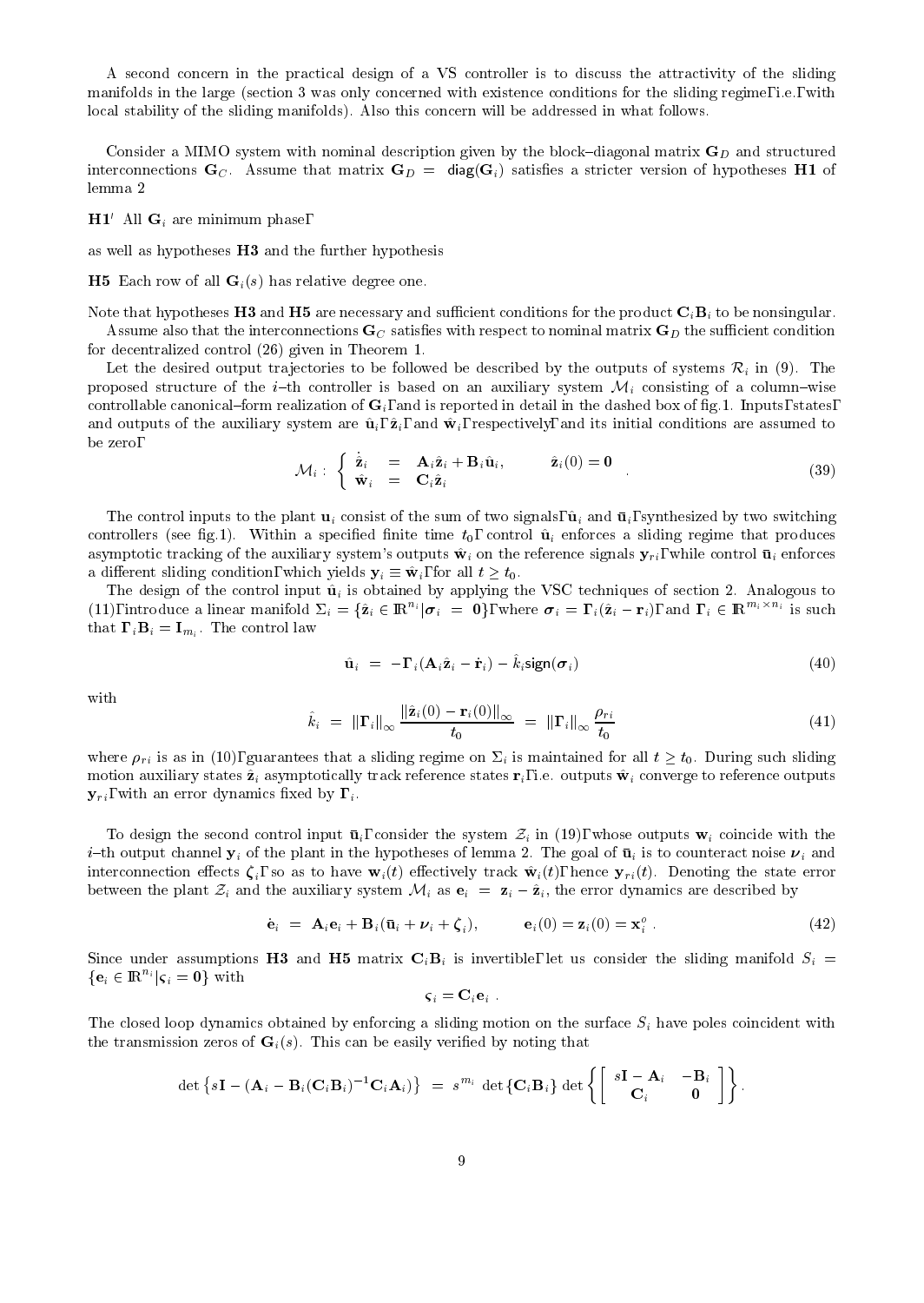A second concern in the practical design of a VS controller is to discuss the attractivity of the sliding manifolds in the large (section 3 was only concerned with existence conditions for the sliding regime, i.e., with local stability of the sliding manifolds). Also this concern will be addressed in what follows.

Consider a MIMO system with nominal description given by the block–diagonal matrix $\mathbf{G}_D$ and structured interconnections $\mathbf{G}_C$. Assume that matrix $\mathbf{G}_D = \mathsf{diag}(\mathbf{G}_i)$ satisfies a stricter version of hypotheses **H1** of lemma 2

**H1**$'$ All $\mathbf{G}_i$ are minimum phase,

as well as hypotheses **H3** and the further hypothesis

**H5** Each row of all $\mathbf{G}_i(s)$ has relative degree one.

Note that hypotheses **H3** and **H5** are necessary and sufficient conditions for the product $\mathbf{C}_i\mathbf{B}_i$ to be nonsingular.

Assume also that the interconnections $\mathbf{G}_C$ satisfies with respect to nominal matrix $\mathbf{G}_D$ the sufficient condition for decentralized control (26) given in Theorem 1.

Let the desired output trajectories to be followed be described by the outputs of systems $\mathcal{R}_i$ in (9). The proposed structure of the $i$–th controller is based on an auxiliary system $\mathcal{M}_i$ consisting of a column–wise controllable canonical–form realization of $\mathbf{G}_i$, and is reported in detail in the dashed box of fig.1. Inputs, states, and outputs of the auxiliary system are $\hat{\mathbf{u}}_i$, $\hat{\mathbf{z}}_i$, and $\hat{\mathbf{w}}_i$, respectively, and its initial conditions are assumed to be zero,

$$
\mathcal{M}_i : \left\{ \begin{array}{rcl} \dot{\hat{\mathbf{z}}}_i & = & \mathbf{A}_i\hat{\mathbf{z}}_i + \mathbf{B}_i\hat{\mathbf{u}}_i, \qquad \hat{\mathbf{z}}_i(0) = \mathbf{0} \\ \hat{\mathbf{w}}_i & = & \mathbf{C}_i\hat{\mathbf{z}}_i \end{array} \right. . \tag{39}
$$

The control inputs to the plant $\mathbf{u}_i$ consist of the sum of two signals, $\hat{\mathbf{u}}_i$ and $\bar{\mathbf{u}}_i$, synthesized by two switching controllers (see fig.1). Within a specified finite time $t_0$, control $\hat{\mathbf{u}}_i$ enforces a sliding regime that produces asymptotic tracking of the auxiliary system's outputs $\hat{\mathbf{w}}_i$ on the reference signals $\mathbf{y}_{ri}$, while control $\bar{\mathbf{u}}_i$ enforces a different sliding condition, which yields $\mathbf{y}_i \equiv \hat{\mathbf{w}}_i$, for all $t \geq t_0$.

The design of the control input $\hat{\mathbf{u}}_i$ is obtained by applying the VSC techniques of section 2. Analogous to (11), introduce a linear manifold $\Sigma_i = \{\hat{\mathbf{z}}_i \in \mathbb{R}^{n_i} | \boldsymbol{\sigma}_i = \mathbf{0}\}$, where $\boldsymbol{\sigma}_i = \boldsymbol{\Gamma}_i(\hat{\mathbf{z}}_i - \mathbf{r}_i)$, and $\boldsymbol{\Gamma}_i \in \mathbb{R}^{m_i \times n_i}$ is such that $\boldsymbol{\Gamma}_i\mathbf{B}_i = \mathbf{I}_{m_i}$. The control law

$$
\hat{\mathbf{u}}_i = -\boldsymbol{\Gamma}_i(\mathbf{A}_i\hat{\mathbf{z}}_i - \dot{\mathbf{r}}_i) - \hat{k}_i \mathsf{sign}(\boldsymbol{\sigma}_i) \tag{40}
$$

with

$$
\hat{k}_i = \|\boldsymbol{\Gamma}_i\|_\infty \frac{\|\hat{\mathbf{z}}_i(0) - \mathbf{r}_i(0)\|_\infty}{t_0} = \|\boldsymbol{\Gamma}_i\|_\infty \frac{\rho_{ri}}{t_0} \tag{41}
$$

where $\rho_{ri}$ is as in (10), guarantees that a sliding regime on $\Sigma_i$ is maintained for all $t \geq t_0$. During such sliding motion auxiliary states $\hat{\mathbf{z}}_i$ asymptotically track reference states $\mathbf{r}_i$, i.e. outputs $\hat{\mathbf{w}}_i$ converge to reference outputs $\mathbf{y}_{ri}$, with an error dynamics fixed by $\boldsymbol{\Gamma}_i$.

To design the second control input $\bar{\mathbf{u}}_i$, consider the system $\mathcal{Z}_i$ in (19), whose outputs $\mathbf{w}_i$ coincide with the $i$–th output channel $\mathbf{y}_i$ of the plant in the hypotheses of lemma 2. The goal of $\bar{\mathbf{u}}_i$ is to counteract noise $\boldsymbol{\nu}_i$ and interconnection effects $\boldsymbol{\zeta}_i$, so as to have $\mathbf{w}_i(t)$ effectively track $\hat{\mathbf{w}}_i(t)$, hence $\mathbf{y}_{ri}(t)$. Denoting the state error between the plant $\mathcal{Z}_i$ and the auxiliary system $\mathcal{M}_i$ as $\mathbf{e}_i = \mathbf{z}_i - \hat{\mathbf{z}}_i$, the error dynamics are described by

$$
\dot{\mathbf{e}}_i = \mathbf{A}_i\mathbf{e}_i + \mathbf{B}_i(\bar{\mathbf{u}}_i + \boldsymbol{\nu}_i + \boldsymbol{\zeta}_i), \qquad \mathbf{e}_i(0) = \mathbf{z}_i(0) = \mathbf{x}_i^o . \tag{42}
$$

Since under assumptions **H3** and **H5** matrix $\mathbf{C}_i\mathbf{B}_i$ is invertible, let us consider the sliding manifold $S_i = \{\mathbf{e}_i \in \mathbb{R}^{n_i} | \boldsymbol{\varsigma}_i = \mathbf{0}\}$ with

$$
\boldsymbol{\varsigma}_i = \mathbf{C}_i\mathbf{e}_i .
$$

The closed loop dynamics obtained by enforcing a sliding motion on the surface $S_i$ have poles coincident with the transmission zeros of $\mathbf{G}_i(s)$. This can be easily verified by noting that

$$
\det\left\{s\mathbf{I} - (\mathbf{A}_i - \mathbf{B}_i(\mathbf{C}_i\mathbf{B}_i)^{-1}\mathbf{C}_i\mathbf{A}_i)\right\} = s^{m_i} \det\{\mathbf{C}_i\mathbf{B}_i\} \det\left\{\left[\begin{array}{cc} s\mathbf{I} - \mathbf{A}_i & -\mathbf{B}_i \\ \mathbf{C}_i & \mathbf{0} \end{array}\right]\right\}.
$$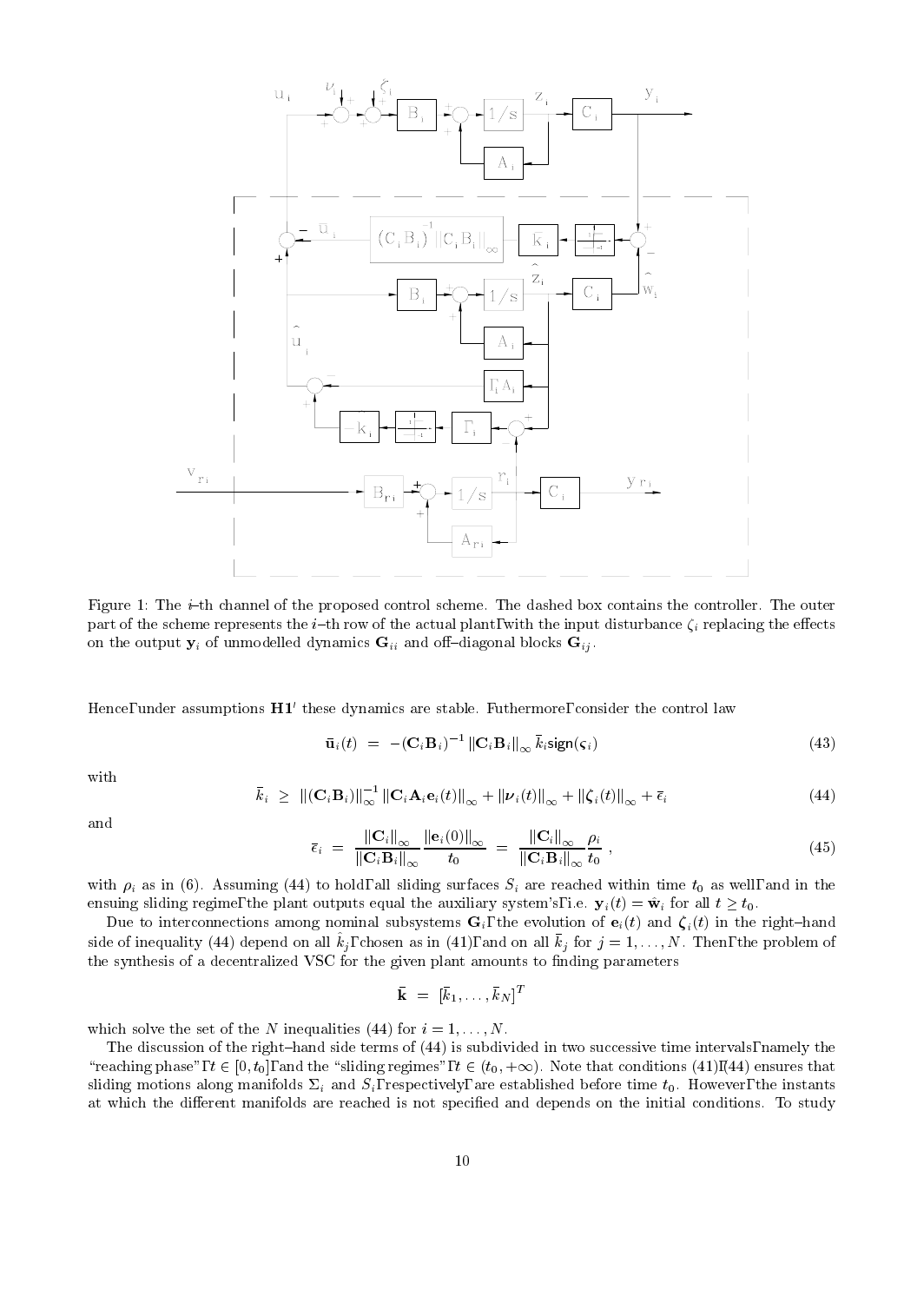Figure 1: The $i$–th channel of the proposed control scheme. The dashed box contains the controller. The outer part of the scheme represents the $i$–th row of the actual plant, with the input disturbance $\zeta_i$ replacing the effects on the output $\mathbf{y}_i$ of unmodelled dynamics $\mathbf{G}_{ii}$ and off–diagonal blocks $\mathbf{G}_{ij}$.

Hence, under assumptions $\mathbf{H1}'$ these dynamics are stable. Futhermore, consider the control law

$$\bar{\mathbf{u}}_i(t) \;=\; -(\mathbf{C}_i\mathbf{B}_i)^{-1} \left\|\mathbf{C}_i\mathbf{B}_i\right\|_\infty \bar{k}_i \mathsf{sign}(\boldsymbol{\varsigma}_i) \tag{43}$$

with

$$\bar{k}_i \;\geq\; \left\|(\mathbf{C}_i\mathbf{B}_i)\right\|_\infty^{-1} \left\|\mathbf{C}_i\mathbf{A}_i\mathbf{e}_i(t)\right\|_\infty + \left\|\boldsymbol{\nu}_i(t)\right\|_\infty + \left\|\boldsymbol{\zeta}_i(t)\right\|_\infty + \bar{\epsilon}_i \tag{44}$$

and

$$\bar{\epsilon}_i \;=\; \frac{\left\|\mathbf{C}_i\right\|_\infty}{\left\|\mathbf{C}_i\mathbf{B}_i\right\|_\infty} \frac{\left\|\mathbf{e}_i(0)\right\|_\infty}{t_0} \;=\; \frac{\left\|\mathbf{C}_i\right\|_\infty}{\left\|\mathbf{C}_i\mathbf{B}_i\right\|_\infty} \frac{\rho_i}{t_0}\,, \tag{45}$$

with $\rho_i$ as in (6). Assuming (44) to hold, all sliding surfaces $S_i$ are reached within time $t_0$ as well, and in the ensuing sliding regime, the plant outputs equal the auxiliary system's, i.e. $\mathbf{y}_i(t) = \hat{\mathbf{w}}_i$ for all $t \geq t_0$.

Due to interconnections among nominal subsystems $\mathbf{G}_i$, the evolution of $\mathbf{e}_i(t)$ and $\boldsymbol{\zeta}_i(t)$ in the right–hand side of inequality (44) depend on all $\hat{k}_j$, chosen as in (41), and on all $\bar{k}_j$ for $j = 1, \ldots, N$. Then, the problem of the synthesis of a decentralized VSC for the given plant amounts to finding parameters

$$\bar{\mathbf{k}} \;=\; [\bar{k}_1, \ldots, \bar{k}_N]^T$$

which solve the set of the $N$ inequalities (44) for $i = 1, \ldots, N$.

The discussion of the right–hand side terms of (44) is subdivided in two successive time intervals, namely the "reaching phase", $t \in [0, t_0]$, and the "sliding regimes", $t \in (t_0, +\infty)$. Note that conditions (41)–(44) ensures that sliding motions along manifolds $\Sigma_i$ and $S_i$, respectively, are established before time $t_0$. However, the instants at which the different manifolds are reached is not specified and depends on the initial conditions. To study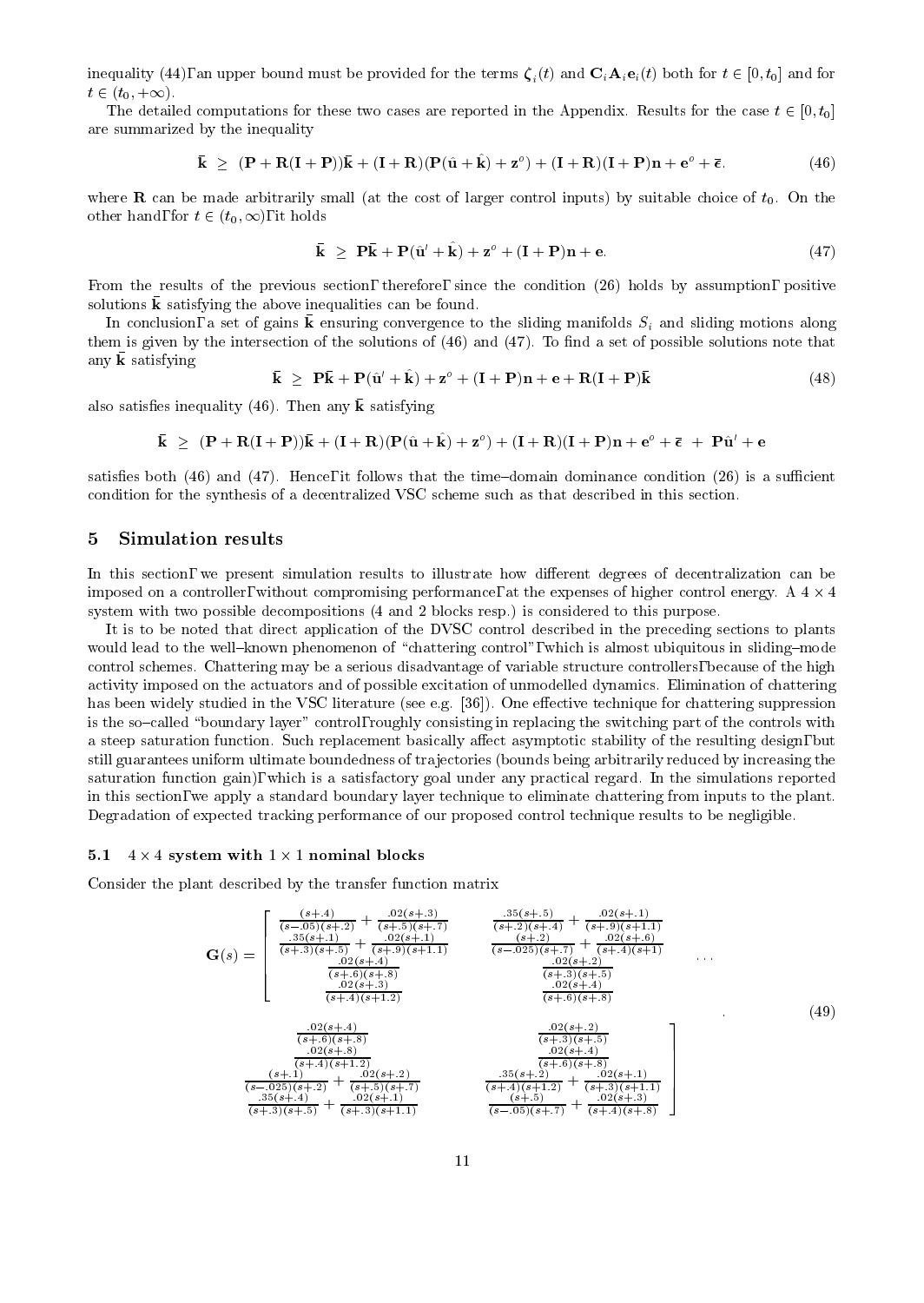inequality (44), an upper bound must be provided for the terms $\boldsymbol{\zeta}_i(t)$ and $\mathbf{C}_i\mathbf{A}_i\mathbf{e}_i(t)$ both for $t \in [0, t_0]$ and for $t \in (t_0, +\infty)$.

The detailed computations for these two cases are reported in the Appendix. Results for the case $t \in [0, t_0]$ are summarized by the inequality

$$\bar{\mathbf{k}} \;\geq\; (\mathbf{P} + \mathbf{R}(\mathbf{I}+\mathbf{P}))\bar{\mathbf{k}} + (\mathbf{I}+\mathbf{R})(\mathbf{P}(\hat{\mathbf{u}} + \hat{\mathbf{k}}) + \mathbf{z}^o) + (\mathbf{I}+\mathbf{R})(\mathbf{I}+\mathbf{P})\mathbf{n} + \mathbf{e}^o + \bar{\boldsymbol{\epsilon}}. \tag{46}$$

where $\mathbf{R}$ can be made arbitrarily small (at the cost of larger control inputs) by suitable choice of $t_0$. On the other hand, for $t \in (t_0, \infty)$, it holds

$$\bar{\mathbf{k}} \;\geq\; \mathbf{P}\bar{\mathbf{k}} + \mathbf{P}(\hat{\mathbf{u}}' + \hat{\mathbf{k}}) + \mathbf{z}^o + (\mathbf{I}+\mathbf{P})\mathbf{n} + \mathbf{e}. \tag{47}$$

From the results of the previous section, therefore, since the condition (26) holds by assumption, positive solutions $\bar{\mathbf{k}}$ satisfying the above inequalities can be found.

In conclusion, a set of gains $\bar{\mathbf{k}}$ ensuring convergence to the sliding manifolds $S_i$ and sliding motions along them is given by the intersection of the solutions of (46) and (47). To find a set of possible solutions note that any $\bar{\mathbf{k}}$ satisfying

$$\bar{\mathbf{k}} \;\geq\; \mathbf{P}\bar{\mathbf{k}} + \mathbf{P}(\hat{\mathbf{u}}' + \hat{\mathbf{k}}) + \mathbf{z}^o + (\mathbf{I}+\mathbf{P})\mathbf{n} + \mathbf{e} + \mathbf{R}(\mathbf{I}+\mathbf{P})\bar{\mathbf{k}} \tag{48}$$

also satisfies inequality (46). Then any $\bar{\mathbf{k}}$ satisfying

$$\bar{\mathbf{k}} \;\geq\; (\mathbf{P} + \mathbf{R}(\mathbf{I}+\mathbf{P}))\bar{\mathbf{k}} + (\mathbf{I}+\mathbf{R})(\mathbf{P}(\hat{\mathbf{u}} + \hat{\mathbf{k}}) + \mathbf{z}^o) + (\mathbf{I}+\mathbf{R})(\mathbf{I}+\mathbf{P})\mathbf{n} + \mathbf{e}^o + \bar{\boldsymbol{\epsilon}} \;+\; \mathbf{P}\hat{\mathbf{u}}' + \mathbf{e}$$

satisfies both (46) and (47). Hence, it follows that the time–domain dominance condition (26) is a sufficient condition for the synthesis of a decentralized VSC scheme such as that described in this section.

## 5 Simulation results

In this section, we present simulation results to illustrate how different degrees of decentralization can be imposed on a controller, without compromising performance, at the expenses of higher control energy. A $4 \times 4$ system with two possible decompositions (4 and 2 blocks resp.) is considered to this purpose.

It is to be noted that direct application of the DVSC control described in the preceding sections to plants would lead to the well–known phenomenon of "chattering control", which is almost ubiquitous in sliding–mode control schemes. Chattering may be a serious disadvantage of variable structure controllers, because of the high activity imposed on the actuators and of possible excitation of unmodelled dynamics. Elimination of chattering has been widely studied in the VSC literature (see e.g. [36]). One effective technique for chattering suppression is the so–called "boundary layer" control, roughly consisting in replacing the switching part of the controls with a steep saturation function. Such replacement basically affect asymptotic stability of the resulting design, but still guarantees uniform ultimate boundedness of trajectories (bounds being arbitrarily reduced by increasing the saturation function gain), which is a satisfactory goal under any practical regard. In the simulations reported in this section, we apply a standard boundary layer technique to eliminate chattering from inputs to the plant. Degradation of expected tracking performance of our proposed control technique results to be negligible.

### 5.1 $4 \times 4$ system with $1 \times 1$ nominal blocks

Consider the plant described by the transfer function matrix

$$\mathbf{G}(s) = \left[\begin{array}{cccc}
\frac{(s+.4)}{(s-.05)(s+.2)} + \frac{.02(s+.3)}{(s+.5)(s+.7)} & \frac{.35(s+.5)}{(s+.2)(s+.4)} + \frac{.02(s+.1)}{(s+.9)(s+1.1)} & \frac{.02(s+.4)}{(s+.6)(s+.8)} & \frac{.02(s+.2)}{(s+.3)(s+.5)} \\
\frac{.35(s+.1)}{(s+.3)(s+.5)} + \frac{.02(s+.1)}{(s+.9)(s+1.1)} & \frac{(s+.2)}{(s-.025)(s+.7)} + \frac{.02(s+.6)}{(s+.4)(s+1)} & \frac{.02(s+.8)}{(s+.4)(s+1.2)} & \frac{.02(s+.4)}{(s+.6)(s+.8)} \\
\frac{.02(s+.4)}{(s+.6)(s+.8)} & \frac{.02(s+.2)}{(s+.3)(s+.5)} & \frac{(s+.1)}{(s-.025)(s+.2)} + \frac{.02(s+.2)}{(s+.5)(s+.7)} & \frac{.35(s+.2)}{(s+.4)(s+1.2)} + \frac{.02(s+.1)}{(s+.3)(s+1.1)} \\
\frac{.02(s+.3)}{(s+.4)(s+1.2)} & \frac{.02(s+.4)}{(s+.6)(s+.8)} & \frac{.35(s+.4)}{(s+.3)(s+.5)} + \frac{.02(s+.1)}{(s+.3)(s+1.1)} & \frac{(s+.5)}{(s-.05)(s+.7)} + \frac{.02(s+.3)}{(s+.4)(s+.8)}
\end{array}\right]. \tag{49}$$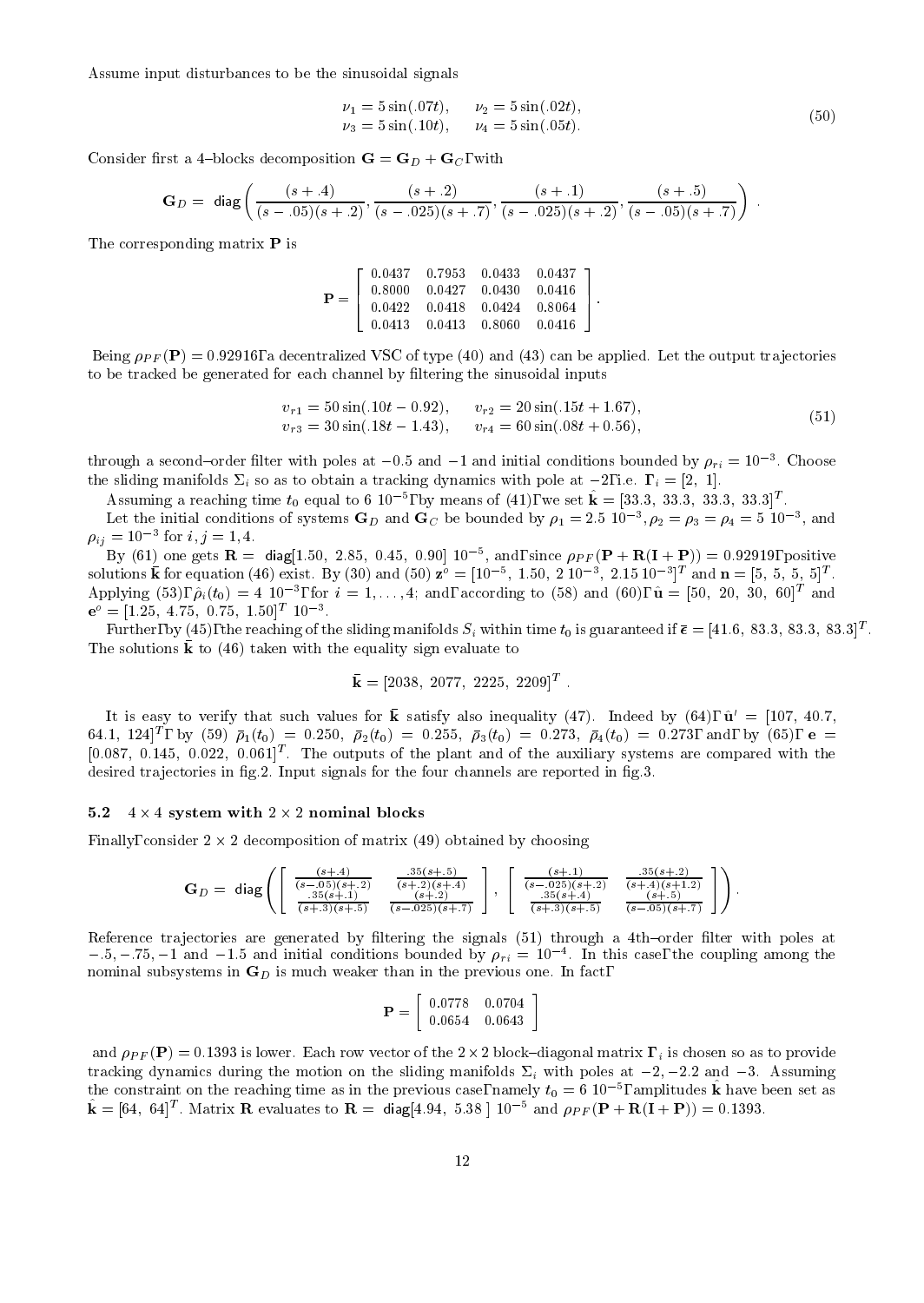Assume input disturbances to be the sinusoidal signals

$$
\begin{aligned}
\nu_1 &= 5\sin(.07t), \qquad \nu_2 = 5\sin(.02t), \\
\nu_3 &= 5\sin(.10t), \qquad \nu_4 = 5\sin(.05t).
\end{aligned}
\tag{50}
$$

Consider first a 4–blocks decomposition $\mathbf{G} = \mathbf{G}_D + \mathbf{G}_C$, with

$$
\mathbf{G}_D = \text{diag}\left( \frac{(s+.4)}{(s-.05)(s+.2)}, \frac{(s+.2)}{(s-.025)(s+.7)}, \frac{(s+.1)}{(s-.025)(s+.2)}, \frac{(s+.5)}{(s-.05)(s+.7)} \right) .
$$

The corresponding matrix $\mathbf{P}$ is

$$
\mathbf{P} = \begin{bmatrix} 0.0437 & 0.7953 & 0.0433 & 0.0437 \\ 0.8000 & 0.0427 & 0.0430 & 0.0416 \\ 0.0422 & 0.0418 & 0.0424 & 0.8064 \\ 0.0413 & 0.0413 & 0.8060 & 0.0416 \end{bmatrix}.
$$

Being $\rho_{PF}(\mathbf{P}) = 0.92916$, a decentralized VSC of type (40) and (43) can be applied. Let the output trajectories to be tracked be generated for each channel by filtering the sinusoidal inputs

$$
\begin{aligned}
v_{r1} &= 50\sin(.10t - 0.92), \qquad v_{r2} = 20\sin(.15t + 1.67), \\
v_{r3} &= 30\sin(.18t - 1.43), \qquad v_{r4} = 60\sin(.08t + 0.56),
\end{aligned}
\tag{51}
$$

through a second–order filter with poles at $-0.5$ and $-1$ and initial conditions bounded by $\rho_{ri} = 10^{-3}$. Choose the sliding manifolds $\Sigma_i$ so as to obtain a tracking dynamics with pole at $-2$, i.e. $\mathbf{\Gamma}_i = [2,\ 1]$.

Assuming a reaching time $t_0$ equal to $6\ 10^{-5}$, by means of (41), we set $\hat{\mathbf{k}} = [33.3,\ 33.3,\ 33.3,\ 33.3]^T$.

Let the initial conditions of systems $\mathbf{G}_D$ and $\mathbf{G}_C$ be bounded by $\rho_1 = 2.5\ 10^{-3}, \rho_2 = \rho_3 = \rho_4 = 5\ 10^{-3}$, and $\rho_{ij} = 10^{-3}$ for $i,j = 1,4$.

By (61) one gets $\mathbf{R} = \text{diag}[1.50,\ 2.85,\ 0.45,\ 0.90]\ 10^{-5}$, and, since $\rho_{PF}(\mathbf{P} + \mathbf{R}(\mathbf{I} + \mathbf{P})) = 0.92919$, positive solutions $\bar{\mathbf{k}}$ for equation (46) exist. By (30) and (50) $\mathbf{z}^o = [10^{-5},\ 1.50,\ 2\ 10^{-3},\ 2.15\ 10^{-3}]^T$ and $\mathbf{n} = [5,\ 5,\ 5,\ 5]^T$. Applying (53), $\hat{\rho}_i(t_0) = 4\ 10^{-3}$, for $i = 1, \ldots, 4$; and, according to (58) and (60), $\hat{\mathbf{u}} = [50,\ 20,\ 30,\ 60]^T$ and $\mathbf{e}^o = [1.25,\ 4.75,\ 0.75,\ 1.50]^T\ 10^{-3}$.

Further, by (45), the reaching of the sliding manifolds $S_i$ within time $t_0$ is guaranteed if $\bar{\boldsymbol{\epsilon}} = [41.6,\ 83.3,\ 83.3,\ 83.3]^T$. The solutions $\bar{\mathbf{k}}$ to (46) taken with the equality sign evaluate to

$$
\bar{\mathbf{k}} = [2038,\ 2077,\ 2225,\ 2209]^T .
$$

It is easy to verify that such values for $\bar{\mathbf{k}}$ satisfy also inequality (47). Indeed by (64), $\hat{\mathbf{u}}' = [107,\ 40.7,\ 64.1,\ 124]^T$, by (59) $\bar{\rho}_1(t_0) = 0.250$, $\bar{\rho}_2(t_0) = 0.255$, $\bar{\rho}_3(t_0) = 0.273$, $\bar{\rho}_4(t_0) = 0.273$, and, by (65) $\mathbf{e} = [0.087,\ 0.145,\ 0.022,\ 0.061]^T$. The outputs of the plant and of the auxiliary systems are compared with the desired trajectories in fig.2. Input signals for the four channels are reported in fig.3.

### 5.2 $4 \times 4$ system with $2 \times 2$ nominal blocks

Finally, consider $2 \times 2$ decomposition of matrix (49) obtained by choosing

$$
\mathbf{G}_D = \text{diag}\left( \begin{bmatrix} \frac{(s+.4)}{(s-.05)(s+.2)} & \frac{.35(s+.5)}{(s+.2)(s+.4)} \\ \frac{.35(s+.1)}{(s+.3)(s+.5)} & \frac{(s+.2)}{(s-.025)(s+.7)} \end{bmatrix}, \begin{bmatrix} \frac{(s+.1)}{(s-.025)(s+.2)} & \frac{.35(s+.2)}{(s+.4)(s+1.2)} \\ \frac{.35(s+.4)}{(s+.3)(s+.5)} & \frac{(s+.5)}{(s-.05)(s+.7)} \end{bmatrix} \right).
$$

Reference trajectories are generated by filtering the signals (51) through a 4th–order filter with poles at $-.5, -.75, -1$ and $-1.5$ and initial conditions bounded by $\rho_{ri} = 10^{-4}$. In this case, the coupling among the nominal subsystems in $\mathbf{G}_D$ is much weaker than in the previous one. In fact,

$$
\mathbf{P} = \begin{bmatrix} 0.0778 & 0.0704 \\ 0.0654 & 0.0643 \end{bmatrix}
$$

and $\rho_{PF}(\mathbf{P}) = 0.1393$ is lower. Each row vector of the $2 \times 2$ block–diagonal matrix $\mathbf{\Gamma}_i$ is chosen so as to provide tracking dynamics during the motion on the sliding manifolds $\Sigma_i$ with poles at $-2, -2.2$ and $-3$. Assuming the constraint on the reaching time as in the previous case, namely $t_0 = 6\ 10^{-5}$, amplitudes $\hat{\mathbf{k}}$ have been set as $\hat{\mathbf{k}} = [64,\ 64]^T$. Matrix $\mathbf{R}$ evaluates to $\mathbf{R} = \text{diag}[4.94,\ 5.38\ ]\ 10^{-5}$ and $\rho_{PF}(\mathbf{P} + \mathbf{R}(\mathbf{I} + \mathbf{P})) = 0.1393$.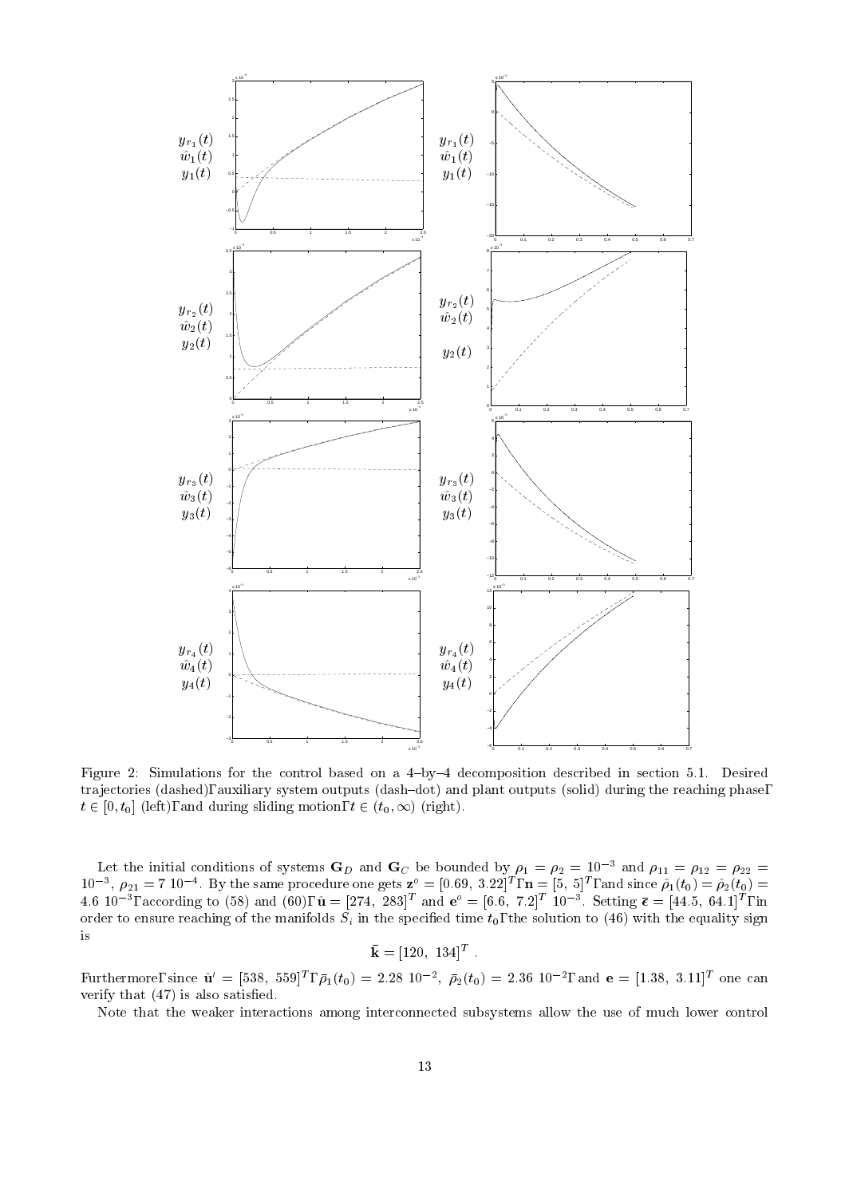$y_{r_1}(t)$
$\hat{w}_1(t)$
$y_1(t)$

$y_{r_1}(t)$
$\hat{w}_1(t)$
$y_1(t)$

$y_{r_2}(t)$
$\hat{w}_2(t)$
$y_2(t)$

$y_{r_2}(t)$
$\hat{w}_2(t)$
$y_2(t)$

$y_{r_3}(t)$
$\hat{w}_3(t)$
$y_3(t)$

$y_{r_3}(t)$
$\hat{w}_3(t)$
$y_3(t)$

$y_{r_4}(t)$
$\hat{w}_4(t)$
$y_4(t)$

$y_{r_4}(t)$
$\hat{w}_4(t)$
$y_4(t)$

Figure 2: Simulations for the control based on a 4–by–4 decomposition described in section 5.1. Desired trajectories (dashed), auxiliary system outputs (dash–dot) and plant outputs (solid) during the reaching phase, $t \in [0, t_0]$ (left), and during sliding motion, $t \in (t_0, \infty)$ (right).

Let the initial conditions of systems $\mathbf{G}_D$ and $\mathbf{G}_C$ be bounded by $\rho_1 = \rho_2 = 10^{-3}$ and $\rho_{11} = \rho_{12} = \rho_{22} = 10^{-3}$, $\rho_{21} = 7\ 10^{-4}$. By the same procedure one gets $\mathbf{z}^o = [0.69,\ 3.22]^T$, $\mathbf{n} = [5,\ 5]^T$, and since $\hat{\rho}_1(t_0) = \hat{\rho}_2(t_0) = 4.6\ 10^{-3}$, according to (58) and (60), $\hat{\mathbf{u}} = [274,\ 283]^T$ and $\mathbf{e}^o = [6.6,\ 7.2]^T\ 10^{-3}$. Setting $\bar{\boldsymbol{\epsilon}} = [44.5,\ 64.1]^T$, in order to ensure reaching of the manifolds $S_i$ in the specified time $t_0$, the solution to (46) with the equality sign is

$$\bar{\mathbf{k}} = [120,\ 134]^T\ .$$

Furthermore, since $\hat{\mathbf{u}}' = [538,\ 559]^T$, $\bar{\rho}_1(t_0) = 2.28\ 10^{-2}$, $\bar{\rho}_2(t_0) = 2.36\ 10^{-2}$, and $\mathbf{e} = [1.38,\ 3.11]^T$ one can verify that (47) is also satisfied.

Note that the weaker interactions among interconnected subsystems allow the use of much lower control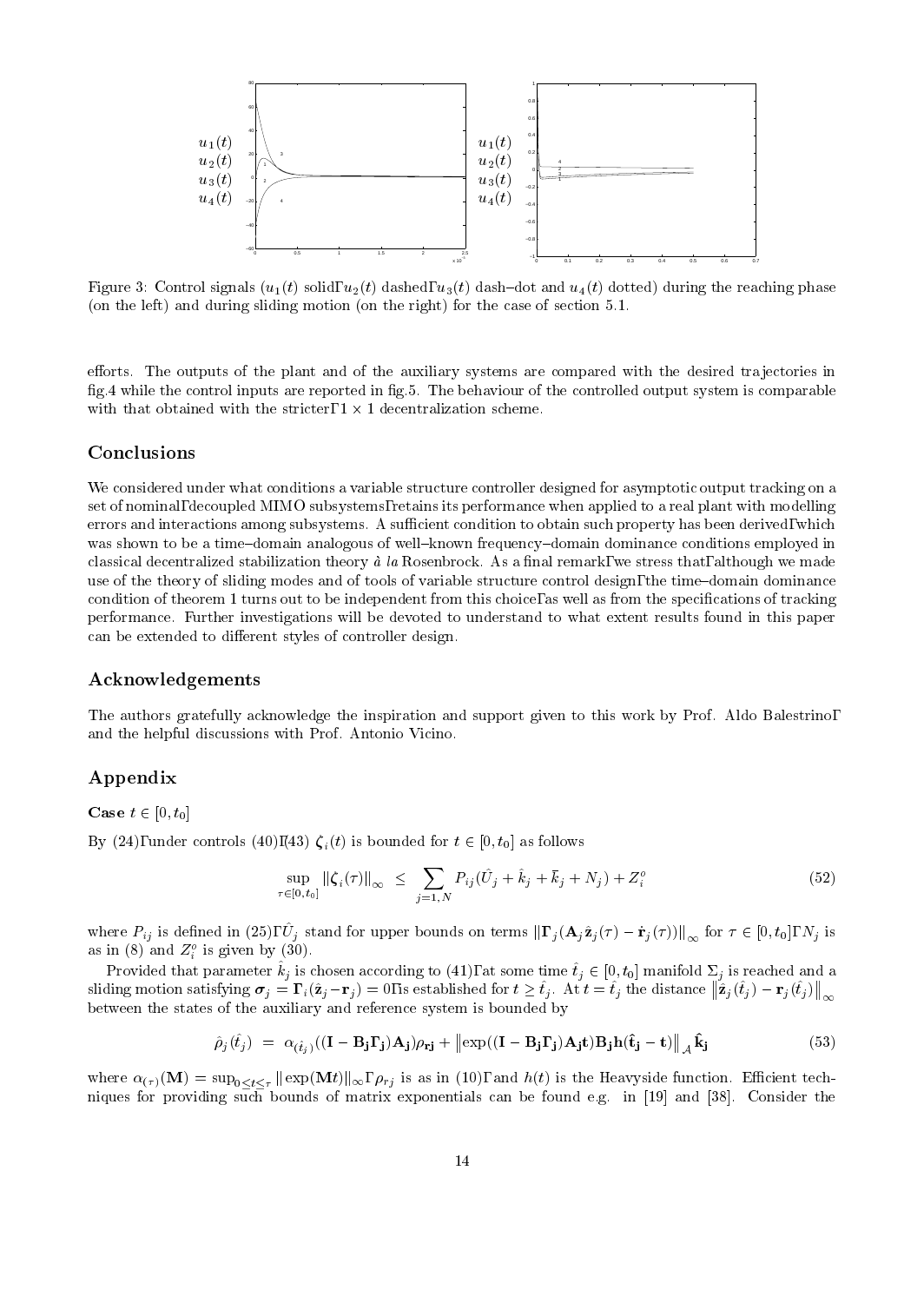$u_1(t)$
$u_2(t)$
$u_3(t)$
$u_4(t)$

80
60
40
20
0
−20
−40
−60
0 0.5 1 1.5 2 2.5
x 10

$u_1(t)$
$u_2(t)$
$u_3(t)$
$u_4(t)$

1
0.8
0.6
0.4
0.2
0
−0.2
−0.4
−0.6
−0.8
−1
0 0.1 0.2 0.3 0.4 0.5 0.6 0.7

Figure 3: Control signals ($u_1(t)$ solid, $u_2(t)$ dashed, $u_3(t)$ dash–dot and $u_4(t)$ dotted) during the reaching phase (on the left) and during sliding motion (on the right) for the case of section 5.1.

efforts. The outputs of the plant and of the auxiliary systems are compared with the desired trajectories in fig.4 while the control inputs are reported in fig.5. The behaviour of the controlled output system is comparable with that obtained with the stricter, $1 \times 1$ decentralization scheme.

## Conclusions

We considered under what conditions a variable structure controller designed for asymptotic output tracking on a set of nominal, decoupled MIMO subsystems, retains its performance when applied to a real plant with modelling errors and interactions among subsystems. A sufficient condition to obtain such property has been derived, which was shown to be a time–domain analogous of well–known frequency–domain dominance conditions employed in classical decentralized stabilization theory *à la* Rosenbrock. As a final remark, we stress that, although we made use of the theory of sliding modes and of tools of variable structure control design, the time–domain dominance condition of theorem 1 turns out to be independent from this choice, as well as from the specifications of tracking performance. Further investigations will be devoted to understand to what extent results found in this paper can be extended to different styles of controller design.

## Acknowledgements

The authors gratefully acknowledge the inspiration and support given to this work by Prof. Aldo Balestrino, and the helpful discussions with Prof. Antonio Vicino.

## Appendix

**Case** $t \in [0, t_0]$

By (24), under controls (40)-(43) $\boldsymbol{\zeta}_i(t)$ is bounded for $t \in [0, t_0]$ as follows

$$\sup_{\tau \in [0,t_0]} \|\boldsymbol{\zeta}_i(\tau)\|_\infty \leq \sum_{j=1,N} P_{ij}(\hat{U}_j + \hat{k}_j + \bar{k}_j + N_j) + Z_i^o \tag{52}$$

where $P_{ij}$ is defined in (25), $\hat{U}_j$ stand for upper bounds on terms $\|\boldsymbol{\Gamma}_j(\mathbf{A}_j\hat{\mathbf{z}}_j(\tau) - \dot{\mathbf{r}}_j(\tau))\|_\infty$ for $\tau \in [0, t_0]$, $N_j$ is as in (8) and $Z_i^o$ is given by (30).

Provided that parameter $\hat{k}_j$ is chosen according to (41), at some time $\hat{t}_j \in [0, t_0]$ manifold $\Sigma_j$ is reached and a sliding motion satisfying $\boldsymbol{\sigma}_j = \boldsymbol{\Gamma}_i(\hat{\mathbf{z}}_j - \mathbf{r}_j) = 0$, is established for $t \geq \hat{t}_j$. At $t = \hat{t}_j$ the distance $\|\hat{\mathbf{z}}_j(\hat{t}_j) - \mathbf{r}_j(\hat{t}_j)\|_\infty$ between the states of the auxiliary and reference system is bounded by

$$\hat{\rho}_j(\hat{t}_j) = \alpha_{(\hat{t}_j)}((\mathbf{I} - \mathbf{B_j\Gamma_j})\mathbf{A_j})\rho_{\mathbf{rj}} + \left\|\exp((\mathbf{I} - \mathbf{B_j\Gamma_j})\mathbf{A_j t})\mathbf{B_j h(\hat{t}_j - t)}\right\|_{\mathcal{A}} \hat{\mathbf{k}}_\mathbf{j} \tag{53}$$

where $\alpha_{(\tau)}(\mathbf{M}) = \sup_{0 \leq t \leq \tau} \|\exp(\mathbf{M}t)\|_\infty$, $\rho_{rj}$ is as in (10), and $h(t)$ is the Heavyside function. Efficient techniques for providing such bounds of matrix exponentials can be found e.g. in [19] and [38]. Consider the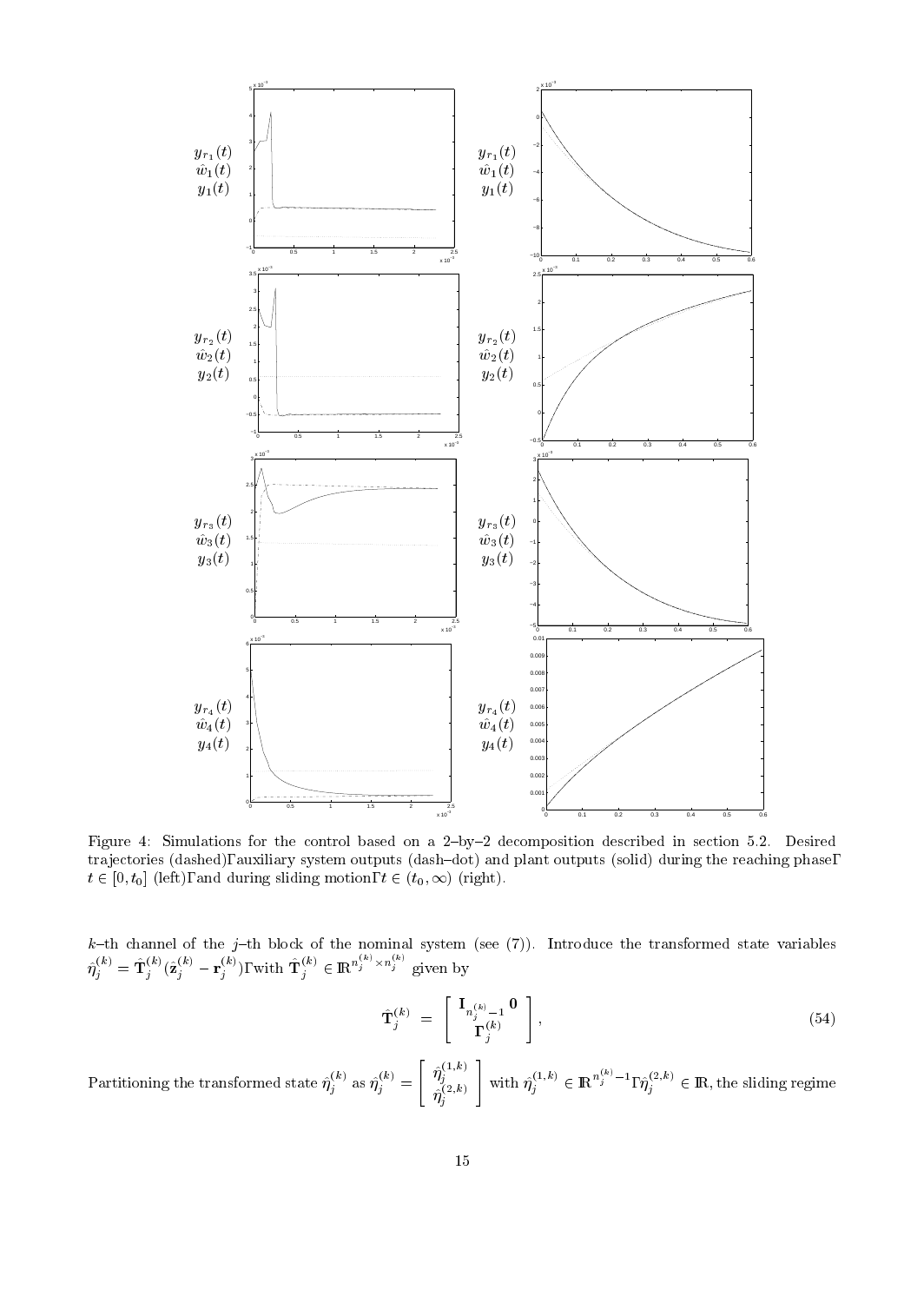$y_{r_1}(t)$
$\hat{w}_1(t)$
$y_1(t)$

$y_{r_2}(t)$
$\hat{w}_2(t)$
$y_2(t)$

$y_{r_3}(t)$
$\hat{w}_3(t)$
$y_3(t)$

$y_{r_4}(t)$
$\hat{w}_4(t)$
$y_4(t)$

Figure 4: Simulations for the control based on a 2–by–2 decomposition described in section 5.2. Desired trajectories (dashed), auxiliary system outputs (dash–dot) and plant outputs (solid) during the reaching phase, $t \in [0, t_0]$ (left), and during sliding motion, $t \in (t_0, \infty)$ (right).

$k$–th channel of the $j$–th block of the nominal system (see (7)). Introduce the transformed state variables $\hat{\eta}_j^{(k)} = \hat{\mathbf{T}}_j^{(k)}(\hat{\mathbf{z}}_j^{(k)} - \mathbf{r}_j^{(k)})$, with $\hat{\mathbf{T}}_j^{(k)} \in \mathbb{R}^{n_j^{(k)} \times n_j^{(k)}}$ given by

$$
\hat{\mathbf{T}}_j^{(k)} = \begin{bmatrix} \mathbf{I}_{n_j^{(k)}-1} \; \mathbf{0} \\ \boldsymbol{\Gamma}_j^{(k)} \end{bmatrix}, \tag{54}
$$

Partitioning the transformed state $\hat{\eta}_j^{(k)}$ as $\hat{\eta}_j^{(k)} = \begin{bmatrix} \hat{\eta}_j^{(1,k)} \\ \hat{\eta}_j^{(2,k)} \end{bmatrix}$ with $\hat{\eta}_j^{(1,k)} \in \mathbb{R}^{n_j^{(k)}-1}$, $\hat{\eta}_j^{(2,k)} \in \mathbb{R}$, the sliding regime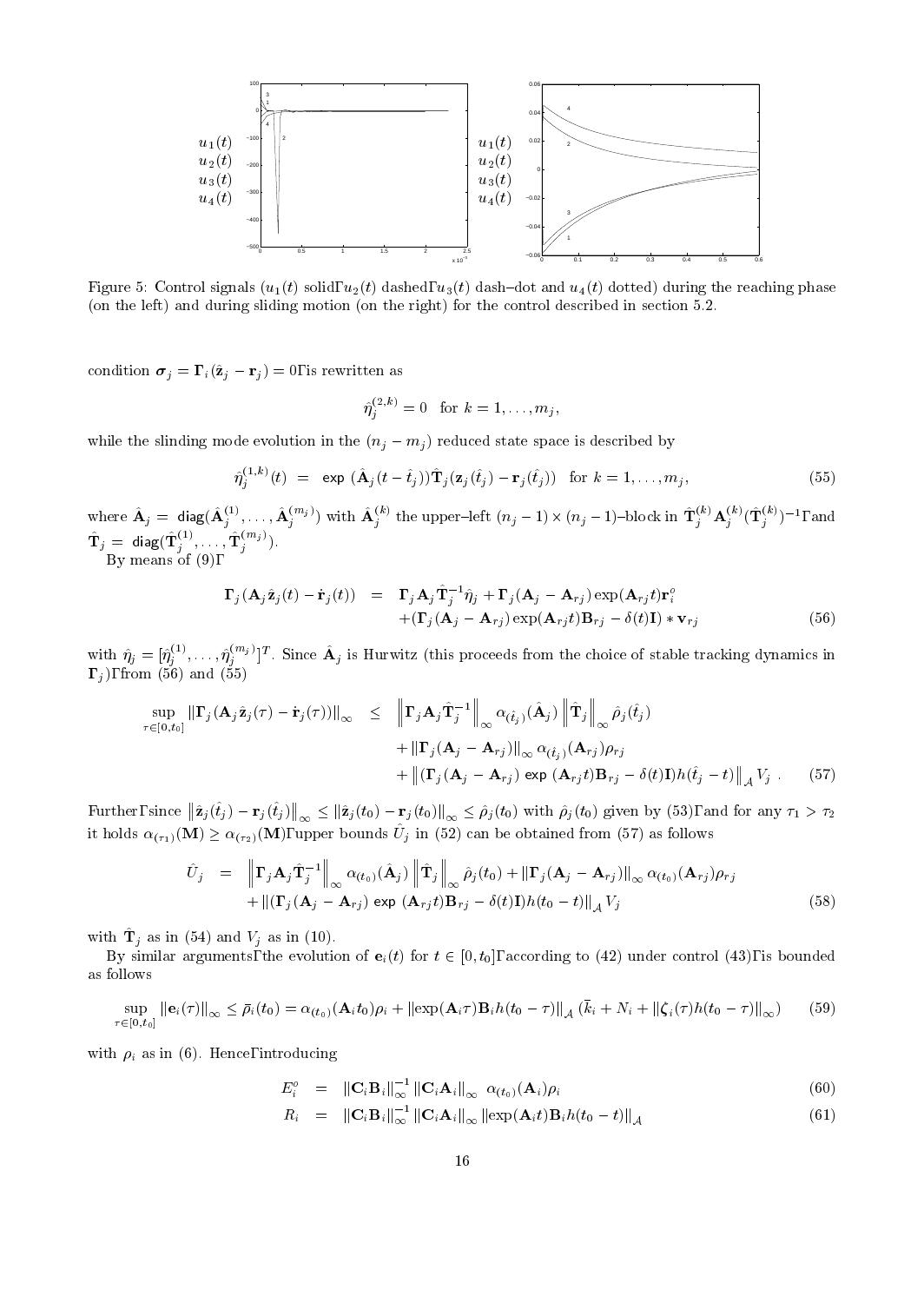$u_1(t)$
$u_2(t)$
$u_3(t)$
$u_4(t)$

100
0
−100
−200
−300
−400
−500
0 0.5 1 1.5 2 2.5
x 10$^{-3}$
3 1 4 2

$u_1(t)$
$u_2(t)$
$u_3(t)$
$u_4(t)$

0.06
0.04
0.02
0
−0.02
−0.04
−0.06
0 0.1 0.2 0.3 0.4 0.5 0.6
4 2 3 1

Figure 5: Control signals ($u_1(t)$ solid, $u_2(t)$ dashed, $u_3(t)$ dash–dot and $u_4(t)$ dotted) during the reaching phase (on the left) and during sliding motion (on the right) for the control described in section 5.2.

condition $\boldsymbol{\sigma}_j = \boldsymbol{\Gamma}_i(\tilde{\mathbf{z}}_j - \mathbf{r}_j) = 0$, is rewritten as

$$\hat{\eta}_j^{(2,k)} = 0 \quad \text{for } k = 1, \ldots, m_j,$$

while the slinding mode evolution in the $(n_j - m_j)$ reduced state space is described by

$$\hat{\eta}_j^{(1,k)}(t) \;=\; \exp\,(\hat{\mathbf{A}}_j(t - \hat{t}_j))\hat{\mathbf{T}}_j(\mathbf{z}_j(\hat{t}_j) - \mathbf{r}_j(\hat{t}_j)) \quad \text{for } k = 1, \ldots, m_j, \tag{55}$$

where $\hat{\mathbf{A}}_j = \mathsf{diag}(\hat{\mathbf{A}}_j^{(1)}, \ldots, \hat{\mathbf{A}}_j^{(m_j)})$ with $\hat{\mathbf{A}}_j^{(k)}$ the upper–left $(n_j - 1) \times (n_j - 1)$–block in $\hat{\mathbf{T}}_j^{(k)} \mathbf{A}_j^{(k)} (\hat{\mathbf{T}}_j^{(k)})^{-1}$, and $\hat{\mathbf{T}}_j = \mathsf{diag}(\hat{\mathbf{T}}_j^{(1)}, \ldots, \hat{\mathbf{T}}_j^{(m_j)})$.

By means of (9),

$$\begin{aligned}
\boldsymbol{\Gamma}_j(\mathbf{A}_j \tilde{\mathbf{z}}_j(t) - \dot{\mathbf{r}}_j(t)) \;&=\; \boldsymbol{\Gamma}_j \mathbf{A}_j \hat{\mathbf{T}}_j^{-1} \hat{\eta}_j + \boldsymbol{\Gamma}_j(\mathbf{A}_j - \mathbf{A}_{rj}) \exp(\mathbf{A}_{rj} t)\mathbf{r}_i^o \\
&\quad + (\boldsymbol{\Gamma}_j(\mathbf{A}_j - \mathbf{A}_{rj}) \exp(\mathbf{A}_{rj} t)\mathbf{B}_{rj} - \delta(t)\mathbf{I}) * \mathbf{v}_{rj}
\end{aligned} \tag{56}$$

with $\hat{\eta}_j = [\hat{\eta}_j^{(1)}, \ldots, \hat{\eta}_j^{(m_j)}]^T$. Since $\hat{\mathbf{A}}_j$ is Hurwitz (this proceeds from the choice of stable tracking dynamics in $\boldsymbol{\Gamma}_j$), from (56) and (55)

$$\begin{aligned}
\sup_{\tau \in [0, t_0]} \|\boldsymbol{\Gamma}_j(\mathbf{A}_j \tilde{\mathbf{z}}_j(\tau) - \dot{\mathbf{r}}_j(\tau))\|_\infty \;&\leq\; \left\|\boldsymbol{\Gamma}_j \mathbf{A}_j \hat{\mathbf{T}}_j^{-1}\right\|_\infty \alpha_{(\hat{t}_j)}(\hat{\mathbf{A}}_j) \left\|\hat{\mathbf{T}}_j\right\|_\infty \hat{\rho}_j(\hat{t}_j) \\
&\quad + \|\boldsymbol{\Gamma}_j(\mathbf{A}_j - \mathbf{A}_{rj})\|_\infty \alpha_{(\hat{t}_j)}(\mathbf{A}_{rj}) \rho_{rj} \\
&\quad + \left\|(\boldsymbol{\Gamma}_j(\mathbf{A}_j - \mathbf{A}_{rj}) \exp\,(\mathbf{A}_{rj} t)\mathbf{B}_{rj} - \delta(t)\mathbf{I})h(\hat{t}_j - t)\right\|_{\mathcal{A}} V_j \;.
\end{aligned} \tag{57}$$

Further, since $\left\|\tilde{\mathbf{z}}_j(\hat{t}_j) - \mathbf{r}_j(\hat{t}_j)\right\|_\infty \leq \|\tilde{\mathbf{z}}_j(t_0) - \mathbf{r}_j(t_0)\|_\infty \leq \hat{\rho}_j(t_0)$ with $\hat{\rho}_j(t_0)$ given by (53), and for any $\tau_1 > \tau_2$ it holds $\alpha_{(\tau_1)}(\mathbf{M}) \geq \alpha_{(\tau_2)}(\mathbf{M})$, upper bounds $\hat{U}_j$ in (52) can be obtained from (57) as follows

$$\begin{aligned}
\hat{U}_j \;&=\; \left\|\boldsymbol{\Gamma}_j \mathbf{A}_j \hat{\mathbf{T}}_j^{-1}\right\|_\infty \alpha_{(t_0)}(\hat{\mathbf{A}}_j) \left\|\hat{\mathbf{T}}_j\right\|_\infty \hat{\rho}_j(t_0) + \|\boldsymbol{\Gamma}_j(\mathbf{A}_j - \mathbf{A}_{rj})\|_\infty \alpha_{(t_0)}(\mathbf{A}_{rj}) \rho_{rj} \\
&\quad + \|(\boldsymbol{\Gamma}_j(\mathbf{A}_j - \mathbf{A}_{rj}) \exp\,(\mathbf{A}_{rj} t)\mathbf{B}_{rj} - \delta(t)\mathbf{I})h(t_0 - t)\|_{\mathcal{A}} V_j
\end{aligned} \tag{58}$$

with $\hat{\mathbf{T}}_j$ as in (54) and $V_j$ as in (10).

By similar arguments, the evolution of $\mathbf{e}_i(t)$ for $t \in [0, t_0]$, according to (42) under control (43), is bounded as follows

$$\sup_{\tau \in [0, t_0]} \|\mathbf{e}_i(\tau)\|_\infty \leq \bar{\rho}_i(t_0) = \alpha_{(t_0)}(\mathbf{A}_i t_0)\rho_i + \|\exp(\mathbf{A}_i \tau)\mathbf{B}_i h(t_0 - \tau)\|_{\mathcal{A}} \left(\bar{k}_i + N_i + \|\zeta_i(\tau)h(t_0 - \tau)\|_\infty\right) \tag{59}$$

with $\rho_i$ as in (6). Hence, introducing

$$\begin{aligned}
E_i^o \;&=\; \|\mathbf{C}_i \mathbf{B}_i\|_\infty^{-1} \|\mathbf{C}_i \mathbf{A}_i\|_\infty \; \alpha_{(t_0)}(\mathbf{A}_i)\rho_i &(60)\\
R_i \;&=\; \|\mathbf{C}_i \mathbf{B}_i\|_\infty^{-1} \|\mathbf{C}_i \mathbf{A}_i\|_\infty \|\exp(\mathbf{A}_i t)\mathbf{B}_i h(t_0 - t)\|_{\mathcal{A}} &(61)
\end{aligned}$$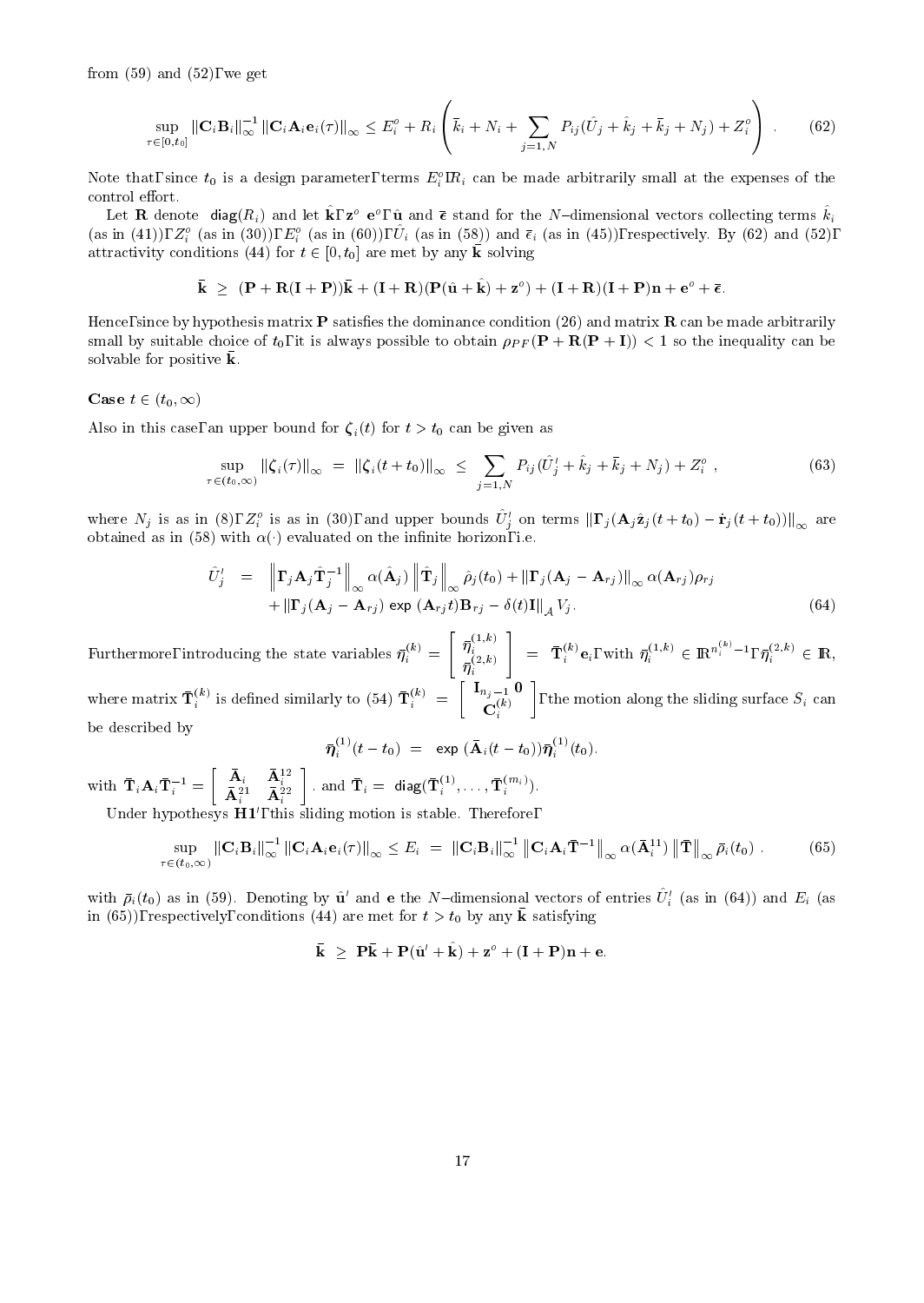from (59) and (52), we get

$$\sup_{\tau\in[0,t_0]} \|\mathbf{C}_i\mathbf{B}_i\|_\infty^{-1} \|\mathbf{C}_i\mathbf{A}_i\mathbf{e}_i(\tau)\|_\infty \le E_i^o + R_i\left(\bar{k}_i + N_i + \sum_{j=1,N} P_{ij}(\hat{U}_j + \hat{k}_j + \bar{k}_j + N_j) + Z_i^o\right) . \tag{62}$$

Note that, since $t_0$ is a design parameter, terms $E_i^o$, $R_i$ can be made arbitrarily small at the expenses of the control effort.

Let $\mathbf{R}$ denote $\mathsf{diag}(R_i)$ and let $\hat{\mathbf{k}}$, $\mathbf{z}^o$, $\mathbf{e}^o$, $\hat{\mathbf{u}}$ and $\bar{\boldsymbol{\epsilon}}$ stand for the $N$–dimensional vectors collecting terms $\hat{k}_i$ (as in (41)), $Z_i^o$ (as in (30)), $E_i^o$ (as in (60)), $\hat{U}_i$ (as in (58)) and $\bar{\epsilon}_i$ (as in (45)), respectively. By (62) and (52), attractivity conditions (44) for $t \in [0, t_0]$ are met by any $\bar{\mathbf{k}}$ solving

$$\bar{\mathbf{k}} \;\ge\; (\mathbf{P} + \mathbf{R}(\mathbf{I}+\mathbf{P}))\bar{\mathbf{k}} + (\mathbf{I}+\mathbf{R})(\mathbf{P}(\hat{\mathbf{u}}+\hat{\mathbf{k}}) + \mathbf{z}^o) + (\mathbf{I}+\mathbf{R})(\mathbf{I}+\mathbf{P})\mathbf{n} + \mathbf{e}^o + \bar{\boldsymbol{\epsilon}}.$$

Hence, since by hypothesis matrix $\mathbf{P}$ satisfies the dominance condition (26) and matrix $\mathbf{R}$ can be made arbitrarily small by suitable choice of $t_0$, it is always possible to obtain $\rho_{PF}(\mathbf{P} + \mathbf{R}(\mathbf{P}+\mathbf{I})) < 1$ so the inequality can be solvable for positive $\bar{\mathbf{k}}$.

**Case $t \in (t_0, \infty)$**

Also in this case, an upper bound for $\boldsymbol{\zeta}_i(t)$ for $t > t_0$ can be given as

$$\sup_{\tau\in(t_0,\infty)} \|\boldsymbol{\zeta}_i(\tau)\|_\infty \;=\; \|\boldsymbol{\zeta}_i(t+t_0)\|_\infty \;\le\; \sum_{j=1,N} P_{ij}(\hat{U}_j^l + \hat{k}_j + \bar{k}_j + N_j) + Z_i^o , \tag{63}$$

where $N_j$ is as in (8), $Z_i^o$ is as in (30), and upper bounds $\hat{U}_j^l$ on terms $\|\boldsymbol{\Gamma}_j(\mathbf{A}_j\hat{\mathbf{z}}_j(t+t_0) - \dot{\mathbf{r}}_j(t+t_0))\|_\infty$ are obtained as in (58) with $\alpha(\cdot)$ evaluated on the infinite horizon, i.e.

$$\begin{aligned}\hat{U}_j^l \;&=\; \left\|\boldsymbol{\Gamma}_j\mathbf{A}_j\hat{\mathbf{T}}_j^{-1}\right\|_\infty \alpha(\hat{\mathbf{A}}_j)\left\|\hat{\mathbf{T}}_j\right\|_\infty \hat{\rho}_j(t_0) + \|\boldsymbol{\Gamma}_j(\mathbf{A}_j - \mathbf{A}_{rj})\|_\infty\,\alpha(\mathbf{A}_{rj})\rho_{rj}\\ &\quad + \|\boldsymbol{\Gamma}_j(\mathbf{A}_j - \mathbf{A}_{rj})\,\mathsf{exp}\,(\mathbf{A}_{rj}t)\mathbf{B}_{rj} - \delta(t)\mathbf{I}\|_{\mathcal{A}}\,V_j.\end{aligned} \tag{64}$$

Furthermore, introducing the state variables $\bar{\boldsymbol{\eta}}_i^{(k)} = \begin{bmatrix}\bar{\boldsymbol{\eta}}_i^{(1,k)}\\ \bar{\boldsymbol{\eta}}_i^{(2,k)}\end{bmatrix} = \bar{\mathbf{T}}_i^{(k)}\mathbf{e}_i$, with $\bar{\boldsymbol{\eta}}_i^{(1,k)} \in \mathbb{R}^{n_i^{(k)}-1}$, $\bar{\boldsymbol{\eta}}_i^{(2,k)} \in \mathbb{R}$, where matrix $\bar{\mathbf{T}}_i^{(k)}$ is defined similarly to (54) $\bar{\mathbf{T}}_i^{(k)} = \begin{bmatrix}\mathbf{I}_{n_j-1}\ \mathbf{0}\\ \mathbf{C}_i^{(k)}\end{bmatrix}$, the motion along the sliding surface $S_i$ can be described by

$$\bar{\boldsymbol{\eta}}_i^{(1)}(t-t_0) \;=\; \mathsf{exp}\,(\bar{\mathbf{A}}_i(t-t_0))\bar{\boldsymbol{\eta}}_i^{(1)}(t_0).$$

with $\bar{\mathbf{T}}_i\mathbf{A}_i\bar{\mathbf{T}}_i^{-1} = \begin{bmatrix}\bar{\mathbf{A}}_i & \bar{\mathbf{A}}_i^{12}\\ \bar{\mathbf{A}}_i^{21} & \bar{\mathbf{A}}_i^{22}\end{bmatrix}$. and $\bar{\mathbf{T}}_i = \mathsf{diag}(\bar{\mathbf{T}}_i^{(1)}, \ldots, \bar{\mathbf{T}}_i^{(m_i)})$.

Under hypothesys $\mathbf{H1}'$, this sliding motion is stable. Therefore,

$$\sup_{\tau\in(t_0,\infty)} \|\mathbf{C}_i\mathbf{B}_i\|_\infty^{-1} \|\mathbf{C}_i\mathbf{A}_i\mathbf{e}_i(\tau)\|_\infty \le E_i \;=\; \|\mathbf{C}_i\mathbf{B}_i\|_\infty^{-1} \left\|\mathbf{C}_i\mathbf{A}_i\bar{\mathbf{T}}^{-1}\right\|_\infty \alpha(\bar{\mathbf{A}}_i^{11})\left\|\bar{\mathbf{T}}\right\|_\infty \bar{\rho}_i(t_0) . \tag{65}$$

with $\bar{\rho}_i(t_0)$ as in (59). Denoting by $\hat{\mathbf{u}}'$ and $\mathbf{e}$ the $N$–dimensional vectors of entries $\hat{U}_i^l$ (as in (64)) and $E_i$ (as in (65)), respectively, conditions (44) are met for $t > t_0$ by any $\bar{\mathbf{k}}$ satisfying

$$\bar{\mathbf{k}} \;\ge\; \mathbf{P}\bar{\mathbf{k}} + \mathbf{P}(\hat{\mathbf{u}}' + \hat{\mathbf{k}}) + \mathbf{z}^o + (\mathbf{I}+\mathbf{P})\mathbf{n} + \mathbf{e}.$$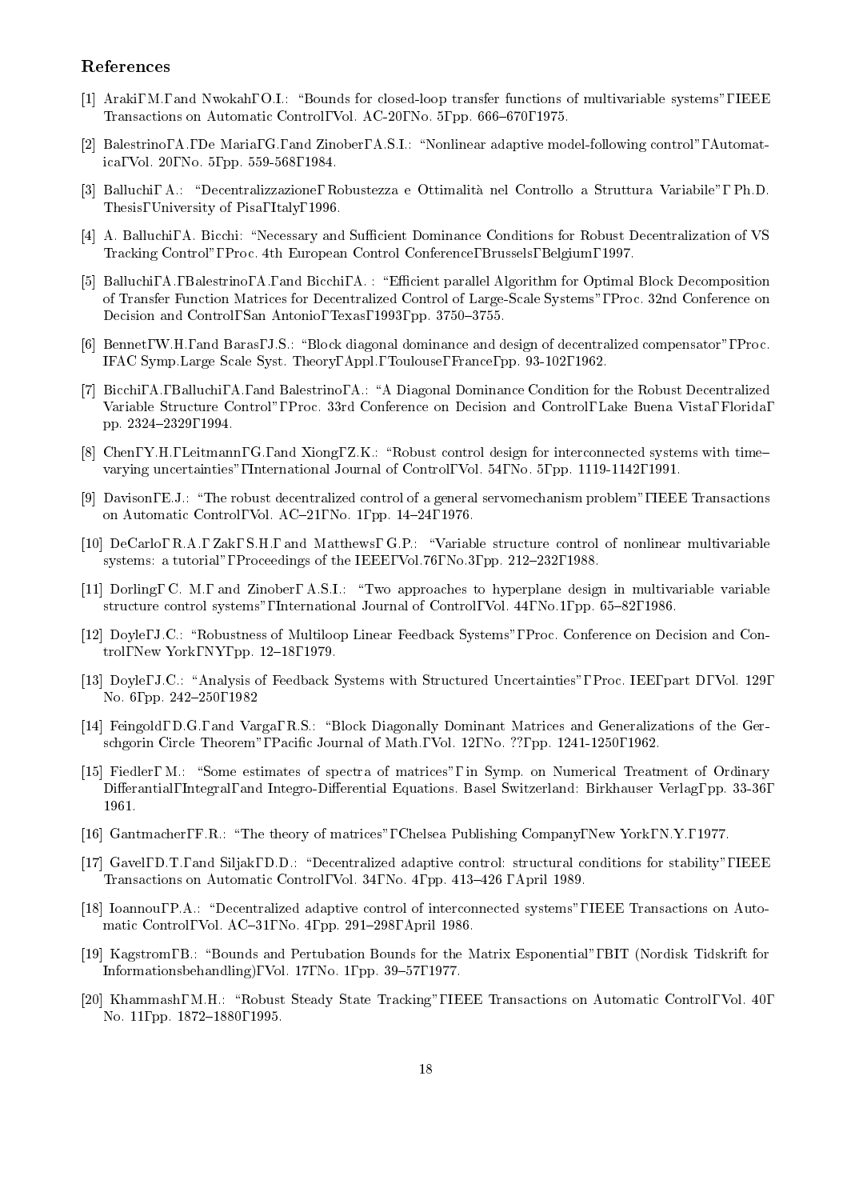## References

[1] ArakiΓM.Γand NwokahΓO.I.: "Bounds for closed-loop transfer functions of multivariable systems"ΓIEEE Transactions on Automatic ControlΓVol. AC-20ΓNo. 5Γpp. 666–670Γ1975.

[2] BalestrinoΓA.ΓDe MariaΓG.Γand ZinoberΓA.S.I.: "Nonlinear adaptive model-following control"ΓAutomaticaΓVol. 20ΓNo. 5Γpp. 559-568Γ1984.

[3] BalluchiΓ A.: "DecentralizzazioneΓ Robustezza e Ottimalità nel Controllo a Struttura Variabile"Γ Ph.D. ThesisΓUniversity of PisaΓItalyΓ1996.

[4] A. BalluchiΓA. Bicchi: "Necessary and Sufficient Dominance Conditions for Robust Decentralization of VS Tracking Control"ΓProc. 4th European Control ConferenceΓBrusselsΓBelgiumΓ1997.

[5] BalluchiΓA.ΓBalestrinoΓA.Γand BicchiΓA. : "Efficient parallel Algorithm for Optimal Block Decomposition of Transfer Function Matrices for Decentralized Control of Large-Scale Systems"ΓProc. 32nd Conference on Decision and ControlΓSan AntonioΓTexasΓ1993Γpp. 3750–3755.

[6] BennetΓW.H.Γand BarasΓJ.S.: "Block diagonal dominance and design of decentralized compensator"ΓProc. IFAC Symp.Large Scale Syst. TheoryΓAppl.ΓToulouseΓFranceΓpp. 93-102Γ1962.

[7] BicchiΓA.ΓBalluchiΓA.Γand BalestrinoΓA.: "A Diagonal Dominance Condition for the Robust Decentralized Variable Structure Control"ΓProc. 33rd Conference on Decision and ControlΓLake Buena VistaΓFloridaΓ pp. 2324–2329Γ1994.

[8] ChenΓY.H.ΓLeitmannΓG.Γand XiongΓZ.K.: "Robust control design for interconnected systems with time–varying uncertainties"ΓInternational Journal of ControlΓVol. 54ΓNo. 5Γpp. 1119-1142Γ1991.

[9] DavisonΓE.J.: "The robust decentralized control of a general servomechanism problem"ΓIEEE Transactions on Automatic ControlΓVol. AC–21ΓNo. 1Γpp. 14–24Γ1976.

[10] DeCarloΓ R.A.Γ ZakΓ S.H.Γ and MatthewsΓ G.P.: "Variable structure control of nonlinear multivariable systems: a tutorial"ΓProceedings of the IEEEΓVol.76ΓNo.3Γpp. 212–232Γ1988.

[11] DorlingΓ C. M.Γ and ZinoberΓ A.S.I.: "Two approaches to hyperplane design in multivariable variable structure control systems"ΓInternational Journal of ControlΓVol. 44ΓNo.1Γpp. 65–82Γ1986.

[12] DoyleΓJ.C.: "Robustness of Multiloop Linear Feedback Systems"ΓProc. Conference on Decision and ControlΓNew YorkΓNYΓpp. 12–18Γ1979.

[13] DoyleΓJ.C.: "Analysis of Feedback Systems with Structured Uncertainties"ΓProc. IEEΓpart DΓVol. 129Γ No. 6Γpp. 242–250Γ1982

[14] FeingoldΓD.G.Γand VargaΓR.S.: "Block Diagonally Dominant Matrices and Generalizations of the Gerschgorin Circle Theorem"ΓPacific Journal of Math.ΓVol. 12ΓNo. ??Γpp. 1241-1250Γ1962.

[15] FiedlerΓ M.: "Some estimates of spectra of matrices"Γ in Symp. on Numerical Treatment of Ordinary DifferantialΓIntegralΓand Integro-Differential Equations. Basel Switzerland: Birkhauser VerlagΓpp. 33-36Γ 1961.

[16] GantmacherΓF.R.: "The theory of matrices"ΓChelsea Publishing CompanyΓNew YorkΓN.Y.Γ1977.

[17] GavelΓD.T.Γand SiljakΓD.D.: "Decentralized adaptive control: structural conditions for stability"ΓIEEE Transactions on Automatic ControlΓVol. 34ΓNo. 4Γpp. 413–426 ΓApril 1989.

[18] IoannouΓP.A.: "Decentralized adaptive control of interconnected systems"ΓIEEE Transactions on Automatic ControlΓVol. AC–31ΓNo. 4Γpp. 291–298ΓApril 1986.

[19] KagstromΓB.: "Bounds and Pertubation Bounds for the Matrix Esponential"ΓBIT (Nordisk Tidskrift for Informationsbehandling)ΓVol. 17ΓNo. 1Γpp. 39–57Γ1977.

[20] KhammashΓM.H.: "Robust Steady State Tracking"ΓIEEE Transactions on Automatic ControlΓVol. 40Γ No. 11Γpp. 1872–1880Γ1995.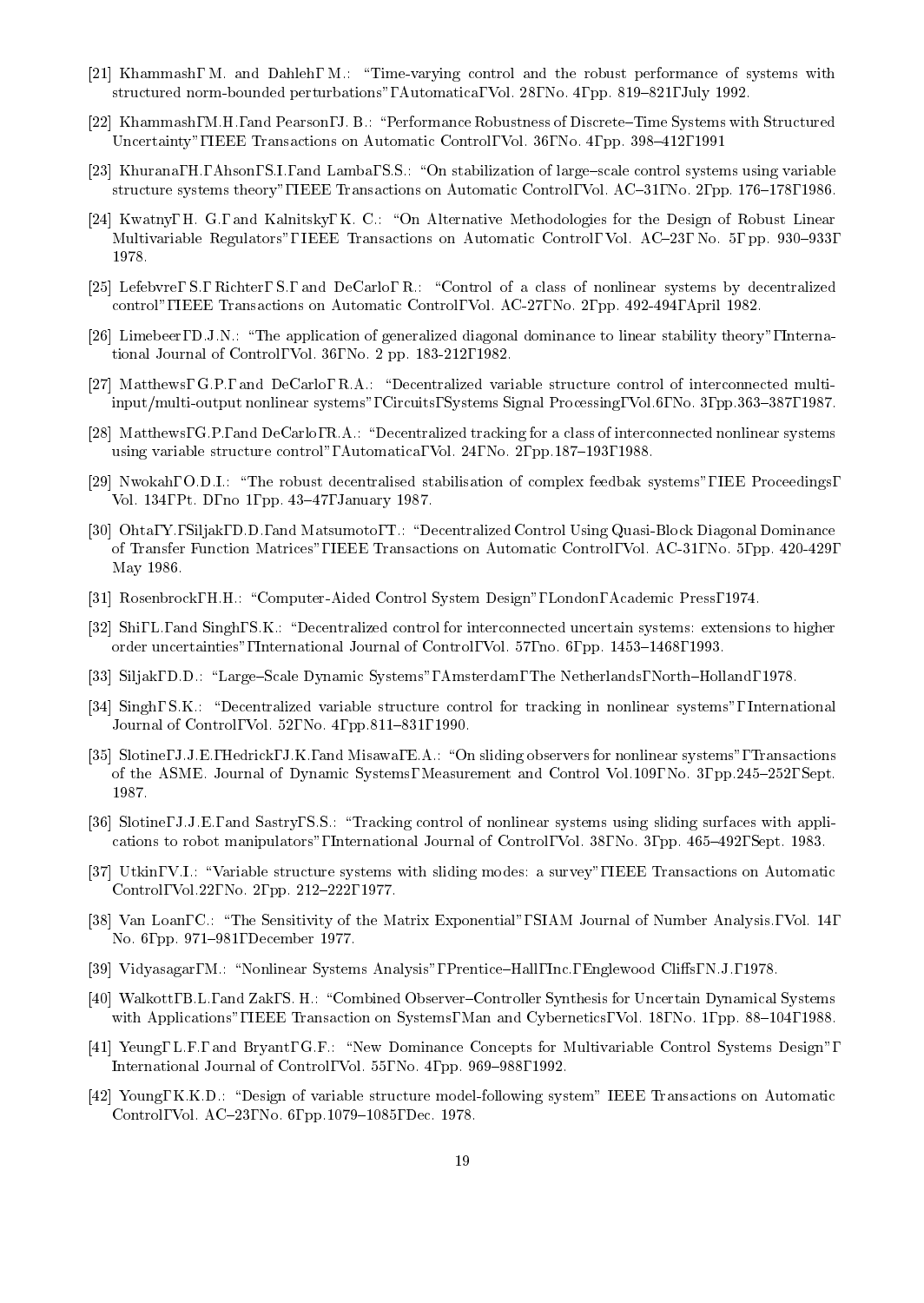[21] Khammash, M. and Dahleh, M.: "Time-varying control and the robust performance of systems with structured norm-bounded perturbations", Automatica, Vol. 28, No. 4, pp. 819–821, July 1992.

[22] Khammash, M.H., and Pearson, J. B.: "Performance Robustness of Discrete–Time Systems with Structured Uncertainty", IEEE Transactions on Automatic Control, Vol. 36, No. 4, pp. 398–412, 1991

[23] Khurana, H., Ahson, S.I., and Lamba, S.S.: "On stabilization of large–scale control systems using variable structure systems theory", IEEE Transactions on Automatic Control, Vol. AC–31, No. 2, pp. 176–178, 1986.

[24] Kwatny, H. G., and Kalnitsky, K. C.: "On Alternative Methodologies for the Design of Robust Linear Multivariable Regulators", IEEE Transactions on Automatic Control, Vol. AC–23, No. 5, pp. 930–933, 1978.

[25] Lefebvre, S., Richter, S., and DeCarlo, R.: "Control of a class of nonlinear systems by decentralized control", IEEE Transactions on Automatic Control, Vol. AC-27, No. 2, pp. 492-494, April 1982.

[26] Limebeer, D.J.N.: "The application of generalized diagonal dominance to linear stability theory", International Journal of Control, Vol. 36, No. 2 pp. 183-212, 1982.

[27] Matthews, G.P., and DeCarlo, R.A.: "Decentralized variable structure control of interconnected multi-input/multi-output nonlinear systems", Circuits, Systems Signal Processing, Vol.6, No. 3, pp.363–387, 1987.

[28] Matthews, G.P., and DeCarlo, R.A.: "Decentralized tracking for a class of interconnected nonlinear systems using variable structure control", Automatica, Vol. 24, No. 2, pp.187–193, 1988.

[29] Nwokah, O.D.I.: "The robust decentralised stabilisation of complex feedbak systems", IEE Proceedings, Vol. 134, Pt. D, no 1, pp. 43–47, January 1987.

[30] Ohta, Y., Siljak, D.D., and Matsumoto, T.: "Decentralized Control Using Quasi-Block Diagonal Dominance of Transfer Function Matrices", IEEE Transactions on Automatic Control, Vol. AC-31, No. 5, pp. 420-429, May 1986.

[31] Rosenbrock, H.H.: "Computer-Aided Control System Design", London, Academic Press, 1974.

[32] Shi, L., and Singh, S.K.: "Decentralized control for interconnected uncertain systems: extensions to higher order uncertainties", International Journal of Control, Vol. 57, no. 6, pp. 1453–1468, 1993.

[33] Siljak, D.D.: "Large–Scale Dynamic Systems", Amsterdam, The Netherlands, North–Holland, 1978.

[34] Singh, S.K.: "Decentralized variable structure control for tracking in nonlinear systems", International Journal of Control, Vol. 52, No. 4, pp.811–831, 1990.

[35] Slotine, J.J.E., Hedrick, J.K., and Misawa, E.A.: "On sliding observers for nonlinear systems", Transactions of the ASME. Journal of Dynamic Systems, Measurement and Control Vol.109, No. 3, pp.245–252, Sept. 1987.

[36] Slotine, J.J.E., and Sastry, S.S.: "Tracking control of nonlinear systems using sliding surfaces with applications to robot manipulators", International Journal of Control, Vol. 38, No. 3, pp. 465–492, Sept. 1983.

[37] Utkin, V.I.: "Variable structure systems with sliding modes: a survey", IEEE Transactions on Automatic Control, Vol.22, No. 2, pp. 212–222, 1977.

[38] Van Loan, C.: "The Sensitivity of the Matrix Exponential", SIAM Journal of Number Analysis., Vol. 14, No. 6, pp. 971–981, December 1977.

[39] Vidyasagar, M.: "Nonlinear Systems Analysis", Prentice–Hall, Inc., Englewood Cliffs, N.J., 1978.

[40] Walkott, B.L., and Zak, S. H.: "Combined Observer–Controller Synthesis for Uncertain Dynamical Systems with Applications", IEEE Transaction on Systems, Man and Cybernetics, Vol. 18, No. 1, pp. 88–104, 1988.

[41] Yeung, L.F., and Bryant, G.F.: "New Dominance Concepts for Multivariable Control Systems Design", International Journal of Control, Vol. 55, No. 4, pp. 969–988, 1992.

[42] Young, K.K.D.: "Design of variable structure model-following system" IEEE Transactions on Automatic Control, Vol. AC–23, No. 6, pp.1079–1085, Dec. 1978.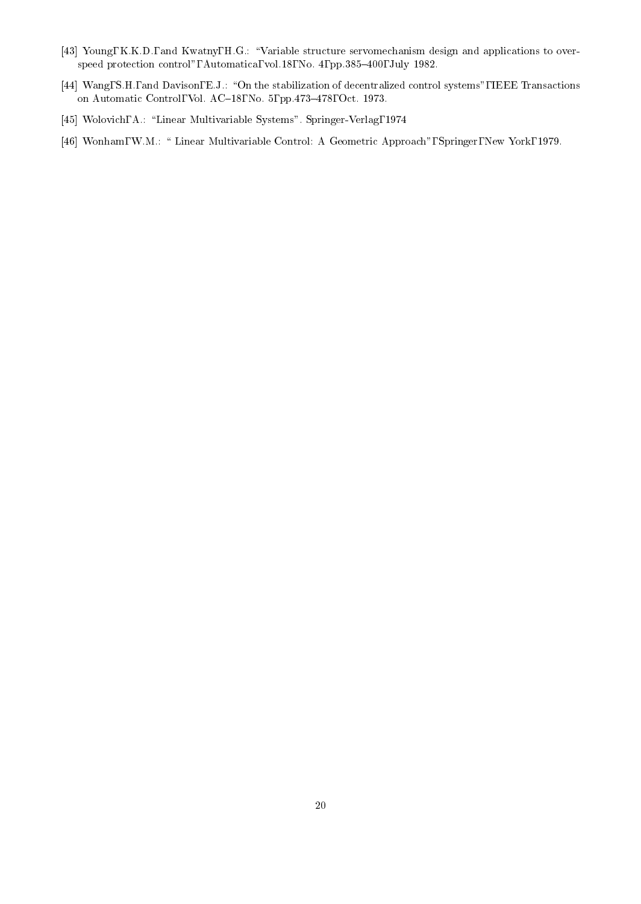[43] YoungΓK.K.D.Γand KwatnyΓH.G.: "Variable structure servomechanism design and applications to over-speed protection control"ΓAutomaticaΓvol.18ΓNo. 4Γpp.385–400ΓJuly 1982.

[44] WangΓS.H.Γand DavisonΓE.J.: "On the stabilization of decentralized control systems"ΓIEEE Transactions on Automatic ControlΓVol. AC–18ΓNo. 5Γpp.473–478ΓOct. 1973.

[45] WolovichΓA.: "Linear Multivariable Systems". Springer-VerlagΓ1974

[46] WonhamΓW.M.: " Linear Multivariable Control: A Geometric Approach"ΓSpringerΓNew YorkΓ1979.